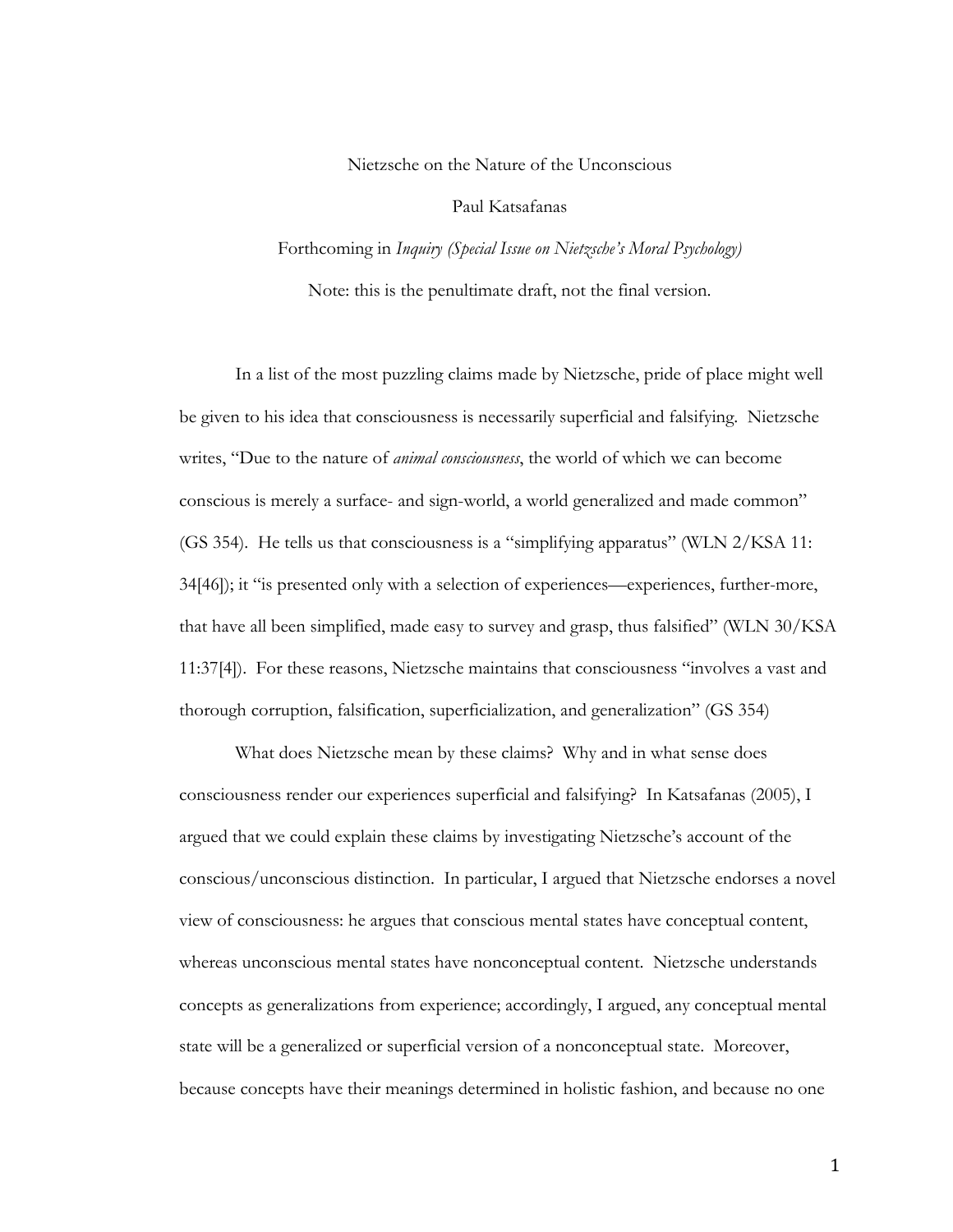Nietzsche on the Nature of the Unconscious

Paul Katsafanas

Forthcoming in *Inquiry (Special Issue on Nietzsche's Moral Psychology)*

Note: this is the penultimate draft, not the final version.

In a list of the most puzzling claims made by Nietzsche, pride of place might well be given to his idea that consciousness is necessarily superficial and falsifying. Nietzsche writes, "Due to the nature of *animal consciousness*, the world of which we can become conscious is merely a surface- and sign-world, a world generalized and made common" (GS 354). He tells us that consciousness is a "simplifying apparatus" (WLN 2/KSA 11: 34[46]); it "is presented only with a selection of experiences—experiences, further-more, that have all been simplified, made easy to survey and grasp, thus falsified" (WLN 30/KSA 11:37[4]). For these reasons, Nietzsche maintains that consciousness "involves a vast and thorough corruption, falsification, superficialization, and generalization" (GS 354)

What does Nietzsche mean by these claims? Why and in what sense does consciousness render our experiences superficial and falsifying? In Katsafanas (2005), I argued that we could explain these claims by investigating Nietzsche's account of the conscious/unconscious distinction. In particular, I argued that Nietzsche endorses a novel view of consciousness: he argues that conscious mental states have conceptual content, whereas unconscious mental states have nonconceptual content. Nietzsche understands concepts as generalizations from experience; accordingly, I argued, any conceptual mental state will be a generalized or superficial version of a nonconceptual state. Moreover, because concepts have their meanings determined in holistic fashion, and because no one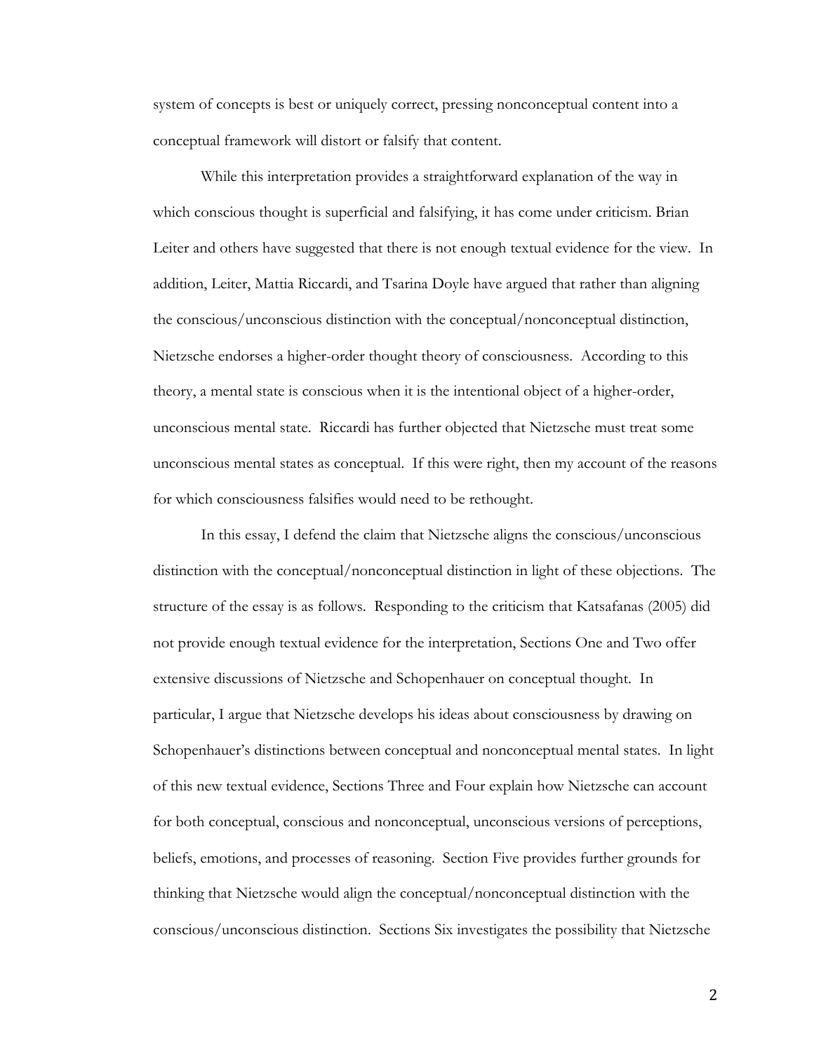system of concepts is best or uniquely correct, pressing nonconceptual content into a conceptual framework will distort or falsify that content.

While this interpretation provides a straightforward explanation of the way in which conscious thought is superficial and falsifying, it has come under criticism. Brian Leiter and others have suggested that there is not enough textual evidence for the view. In addition, Leiter, Mattia Riccardi, and Tsarina Doyle have argued that rather than aligning the conscious/unconscious distinction with the conceptual/nonconceptual distinction, Nietzsche endorses a higher-order thought theory of consciousness. According to this theory, a mental state is conscious when it is the intentional object of a higher-order, unconscious mental state. Riccardi has further objected that Nietzsche must treat some unconscious mental states as conceptual. If this were right, then my account of the reasons for which consciousness falsifies would need to be rethought.

In this essay, I defend the claim that Nietzsche aligns the conscious/unconscious distinction with the conceptual/nonconceptual distinction in light of these objections. The structure of the essay is as follows. Responding to the criticism that Katsafanas (2005) did not provide enough textual evidence for the interpretation, Sections One and Two offer extensive discussions of Nietzsche and Schopenhauer on conceptual thought. In particular, I argue that Nietzsche develops his ideas about consciousness by drawing on Schopenhauer's distinctions between conceptual and nonconceptual mental states. In light of this new textual evidence, Sections Three and Four explain how Nietzsche can account for both conceptual, conscious and nonconceptual, unconscious versions of perceptions, beliefs, emotions, and processes of reasoning. Section Five provides further grounds for thinking that Nietzsche would align the conceptual/nonconceptual distinction with the conscious/unconscious distinction. Sections Six investigates the possibility that Nietzsche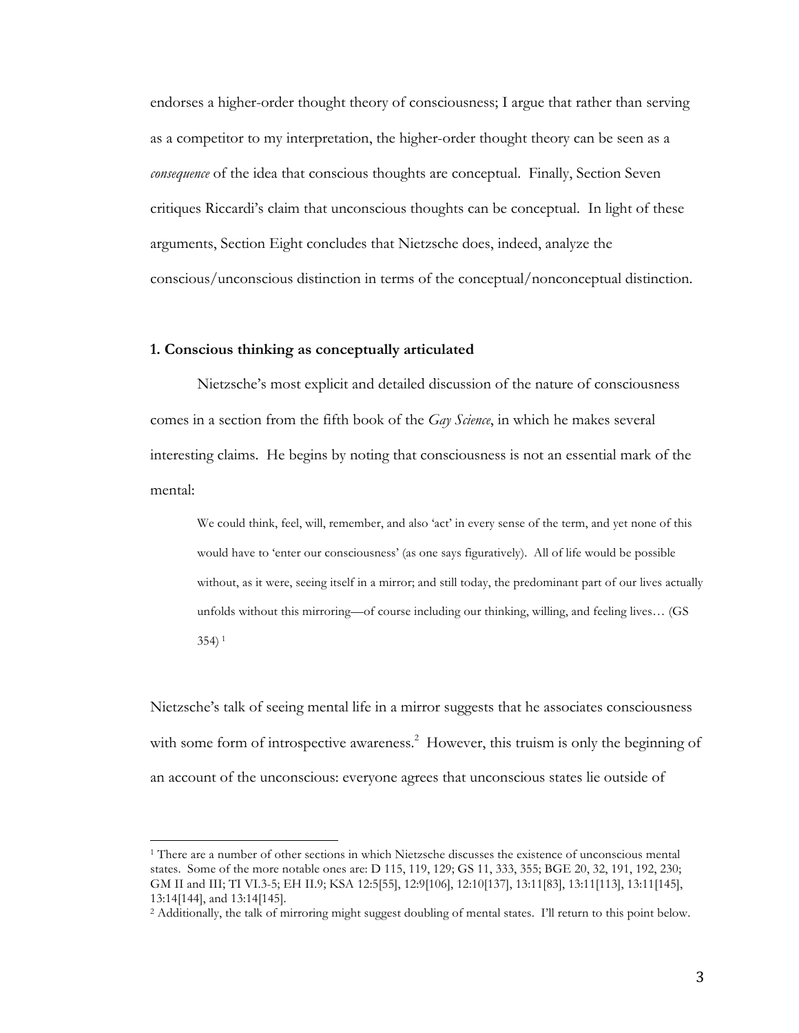endorses a higher-order thought theory of consciousness; I argue that rather than serving as a competitor to my interpretation, the higher-order thought theory can be seen as a *consequence* of the idea that conscious thoughts are conceptual. Finally, Section Seven critiques Riccardi's claim that unconscious thoughts can be conceptual. In light of these arguments, Section Eight concludes that Nietzsche does, indeed, analyze the conscious/unconscious distinction in terms of the conceptual/nonconceptual distinction.

### 1. Conscious thinking as conceptually articulated

Nietzsche's most explicit and detailed discussion of the nature of consciousness comes in a section from the fifth book of the *Gay Science*, in which he makes several interesting claims. He begins by noting that consciousness is not an essential mark of the mental:

> We could think, feel, will, remember, and also 'act' in every sense of the term, and yet none of this would have to 'enter our consciousness' (as one says figuratively). All of life would be possible without, as it were, seeing itself in a mirror; and still today, the predominant part of our lives actually unfolds without this mirroring—of course including our thinking, willing, and feeling lives… (GS 354) [1]

Nietzsche's talk of seeing mental life in a mirror suggests that he associates consciousness with some form of introspective awareness.[2] However, this truism is only the beginning of an account of the unconscious: everyone agrees that unconscious states lie outside of

---

[1] There are a number of other sections in which Nietzsche discusses the existence of unconscious mental states. Some of the more notable ones are: D 115, 119, 129; GS 11, 333, 355; BGE 20, 32, 191, 192, 230; GM II and III; TI VI.3-5; EH II.9; KSA 12:5[55], 12:9[106], 12:10[137], 13:11[83], 13:11[113], 13:11[145], 13:14[144], and 13:14[145].

[2] Additionally, the talk of mirroring might suggest doubling of mental states. I'll return to this point below.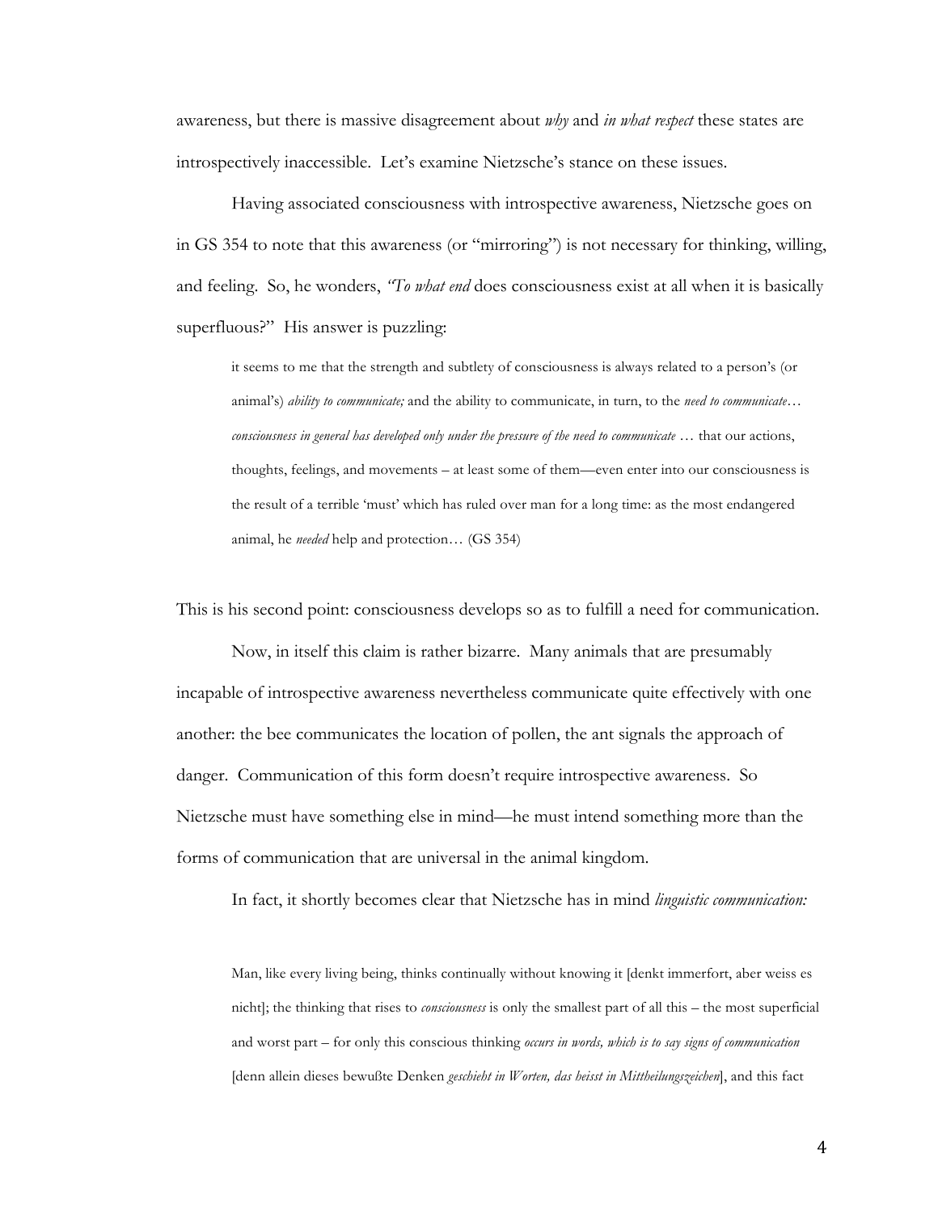awareness, but there is massive disagreement about *why* and *in what respect* these states are introspectively inaccessible. Let's examine Nietzsche's stance on these issues.

Having associated consciousness with introspective awareness, Nietzsche goes on in GS 354 to note that this awareness (or "mirroring") is not necessary for thinking, willing, and feeling. So, he wonders, *"To what end* does consciousness exist at all when it is basically superfluous?" His answer is puzzling:

> it seems to me that the strength and subtlety of consciousness is always related to a person's (or animal's) *ability to communicate;* and the ability to communicate, in turn, to the *need to communicate… consciousness in general has developed only under the pressure of the need to communicate* … that our actions, thoughts, feelings, and movements – at least some of them—even enter into our consciousness is the result of a terrible 'must' which has ruled over man for a long time: as the most endangered animal, he *needed* help and protection… (GS 354)

This is his second point: consciousness develops so as to fulfill a need for communication.

Now, in itself this claim is rather bizarre. Many animals that are presumably incapable of introspective awareness nevertheless communicate quite effectively with one another: the bee communicates the location of pollen, the ant signals the approach of danger. Communication of this form doesn't require introspective awareness. So Nietzsche must have something else in mind—he must intend something more than the forms of communication that are universal in the animal kingdom.

In fact, it shortly becomes clear that Nietzsche has in mind *linguistic communication:*

> Man, like every living being, thinks continually without knowing it [denkt immerfort, aber weiss es nicht]; the thinking that rises to *consciousness* is only the smallest part of all this – the most superficial and worst part – for only this conscious thinking *occurs in words, which is to say signs of communication* [denn allein dieses bewußte Denken *geschieht in Worten, das heisst in Mittheilungszeichen*], and this fact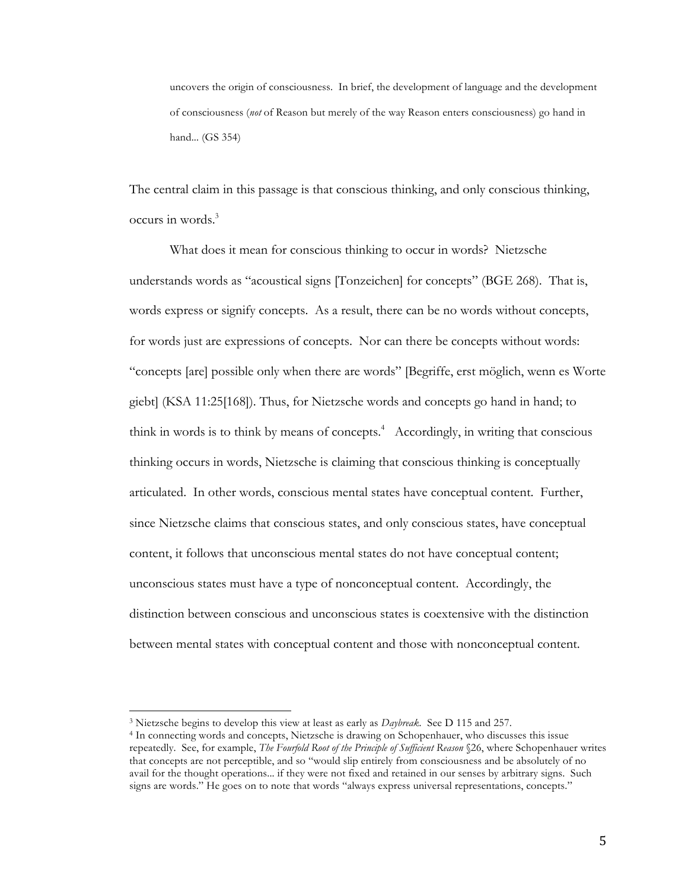> uncovers the origin of consciousness. In brief, the development of language and the development of consciousness (*not* of Reason but merely of the way Reason enters consciousness) go hand in hand... (GS 354)

The central claim in this passage is that conscious thinking, and only conscious thinking, occurs in words.[3]

What does it mean for conscious thinking to occur in words? Nietzsche understands words as "acoustical signs [Tonzeichen] for concepts" (BGE 268). That is, words express or signify concepts. As a result, there can be no words without concepts, for words just are expressions of concepts. Nor can there be concepts without words: "concepts [are] possible only when there are words" [Begriffe, erst möglich, wenn es Worte giebt] (KSA 11:25[168]). Thus, for Nietzsche words and concepts go hand in hand; to think in words is to think by means of concepts.[4] Accordingly, in writing that conscious thinking occurs in words, Nietzsche is claiming that conscious thinking is conceptually articulated. In other words, conscious mental states have conceptual content. Further, since Nietzsche claims that conscious states, and only conscious states, have conceptual content, it follows that unconscious mental states do not have conceptual content; unconscious states must have a type of nonconceptual content. Accordingly, the distinction between conscious and unconscious states is coextensive with the distinction between mental states with conceptual content and those with nonconceptual content.

---

[3] Nietzsche begins to develop this view at least as early as *Daybreak*. See D 115 and 257.

[4] In connecting words and concepts, Nietzsche is drawing on Schopenhauer, who discusses this issue repeatedly. See, for example, *The Fourfold Root of the Principle of Sufficient Reason* §26, where Schopenhauer writes that concepts are not perceptible, and so "would slip entirely from consciousness and be absolutely of no avail for the thought operations... if they were not fixed and retained in our senses by arbitrary signs. Such signs are words." He goes on to note that words "always express universal representations, concepts."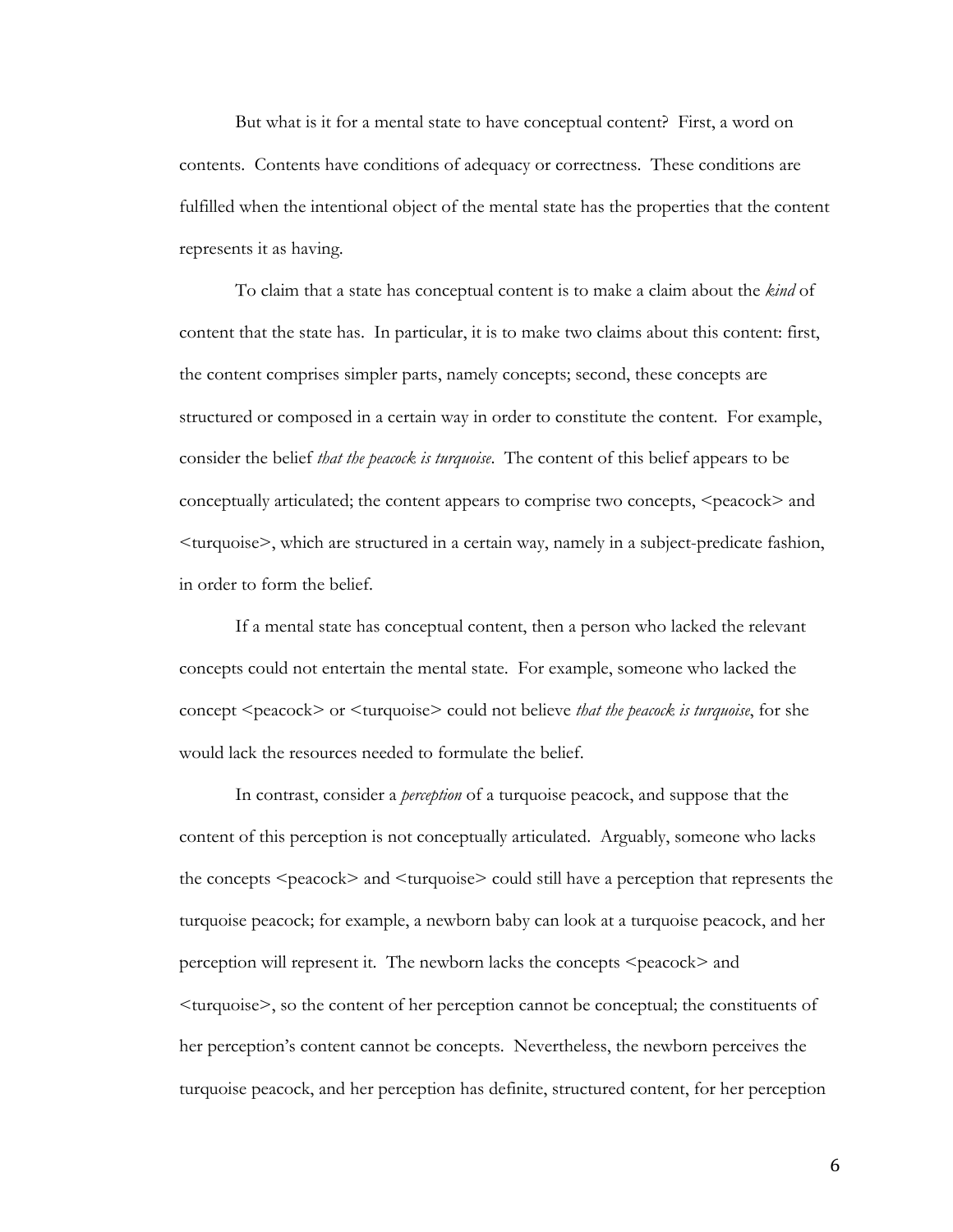But what is it for a mental state to have conceptual content? First, a word on contents. Contents have conditions of adequacy or correctness. These conditions are fulfilled when the intentional object of the mental state has the properties that the content represents it as having.

To claim that a state has conceptual content is to make a claim about the *kind* of content that the state has. In particular, it is to make two claims about this content: first, the content comprises simpler parts, namely concepts; second, these concepts are structured or composed in a certain way in order to constitute the content. For example, consider the belief *that the peacock is turquoise*. The content of this belief appears to be conceptually articulated; the content appears to comprise two concepts, <peacock> and <turquoise>, which are structured in a certain way, namely in a subject-predicate fashion, in order to form the belief.

If a mental state has conceptual content, then a person who lacked the relevant concepts could not entertain the mental state. For example, someone who lacked the concept <peacock> or <turquoise> could not believe *that the peacock is turquoise*, for she would lack the resources needed to formulate the belief.

In contrast, consider a *perception* of a turquoise peacock, and suppose that the content of this perception is not conceptually articulated. Arguably, someone who lacks the concepts <peacock> and <turquoise> could still have a perception that represents the turquoise peacock; for example, a newborn baby can look at a turquoise peacock, and her perception will represent it. The newborn lacks the concepts <peacock> and <turquoise>, so the content of her perception cannot be conceptual; the constituents of her perception's content cannot be concepts. Nevertheless, the newborn perceives the turquoise peacock, and her perception has definite, structured content, for her perception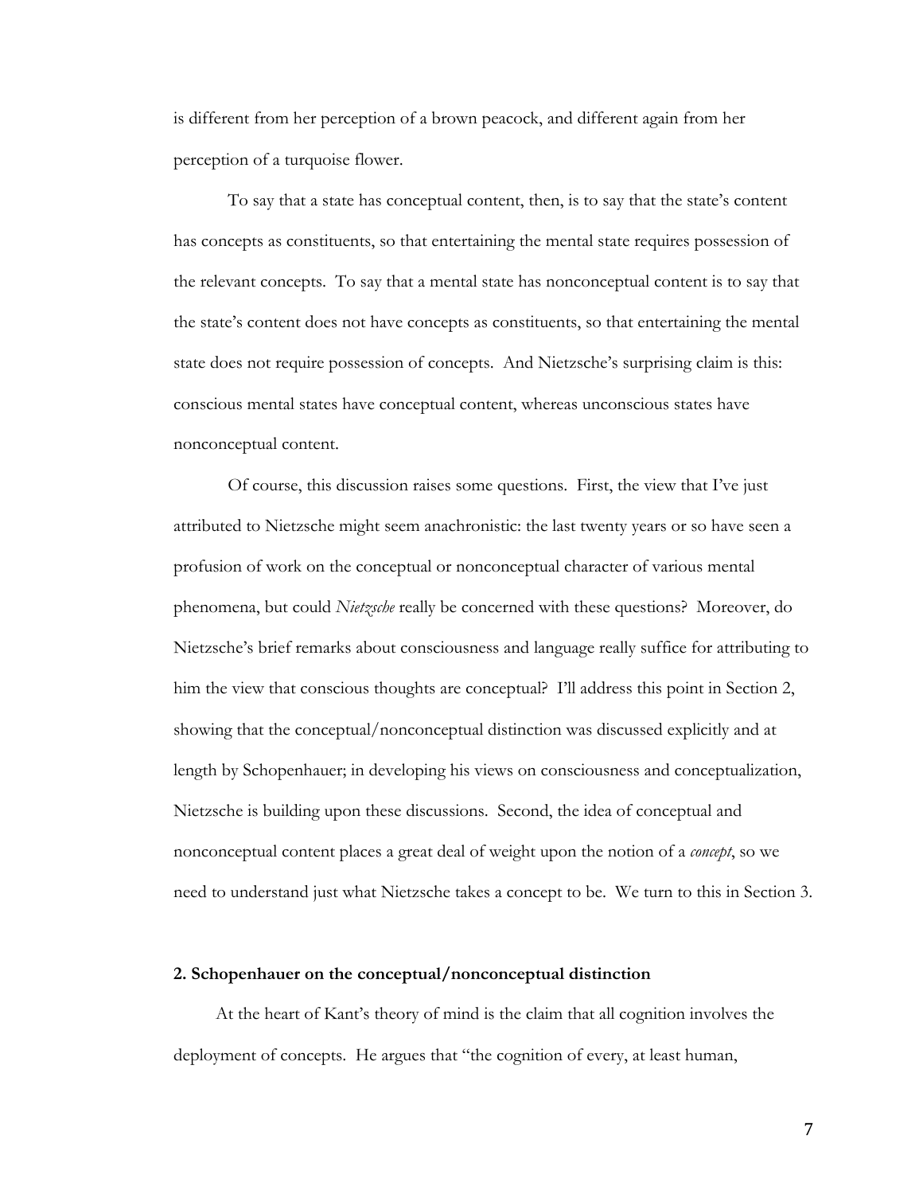is different from her perception of a brown peacock, and different again from her perception of a turquoise flower.

To say that a state has conceptual content, then, is to say that the state's content has concepts as constituents, so that entertaining the mental state requires possession of the relevant concepts. To say that a mental state has nonconceptual content is to say that the state's content does not have concepts as constituents, so that entertaining the mental state does not require possession of concepts. And Nietzsche's surprising claim is this: conscious mental states have conceptual content, whereas unconscious states have nonconceptual content.

Of course, this discussion raises some questions. First, the view that I've just attributed to Nietzsche might seem anachronistic: the last twenty years or so have seen a profusion of work on the conceptual or nonconceptual character of various mental phenomena, but could *Nietzsche* really be concerned with these questions? Moreover, do Nietzsche's brief remarks about consciousness and language really suffice for attributing to him the view that conscious thoughts are conceptual? I'll address this point in Section 2, showing that the conceptual/nonconceptual distinction was discussed explicitly and at length by Schopenhauer; in developing his views on consciousness and conceptualization, Nietzsche is building upon these discussions. Second, the idea of conceptual and nonconceptual content places a great deal of weight upon the notion of a *concept*, so we need to understand just what Nietzsche takes a concept to be. We turn to this in Section 3.

## 2. Schopenhauer on the conceptual/nonconceptual distinction

At the heart of Kant's theory of mind is the claim that all cognition involves the deployment of concepts. He argues that "the cognition of every, at least human,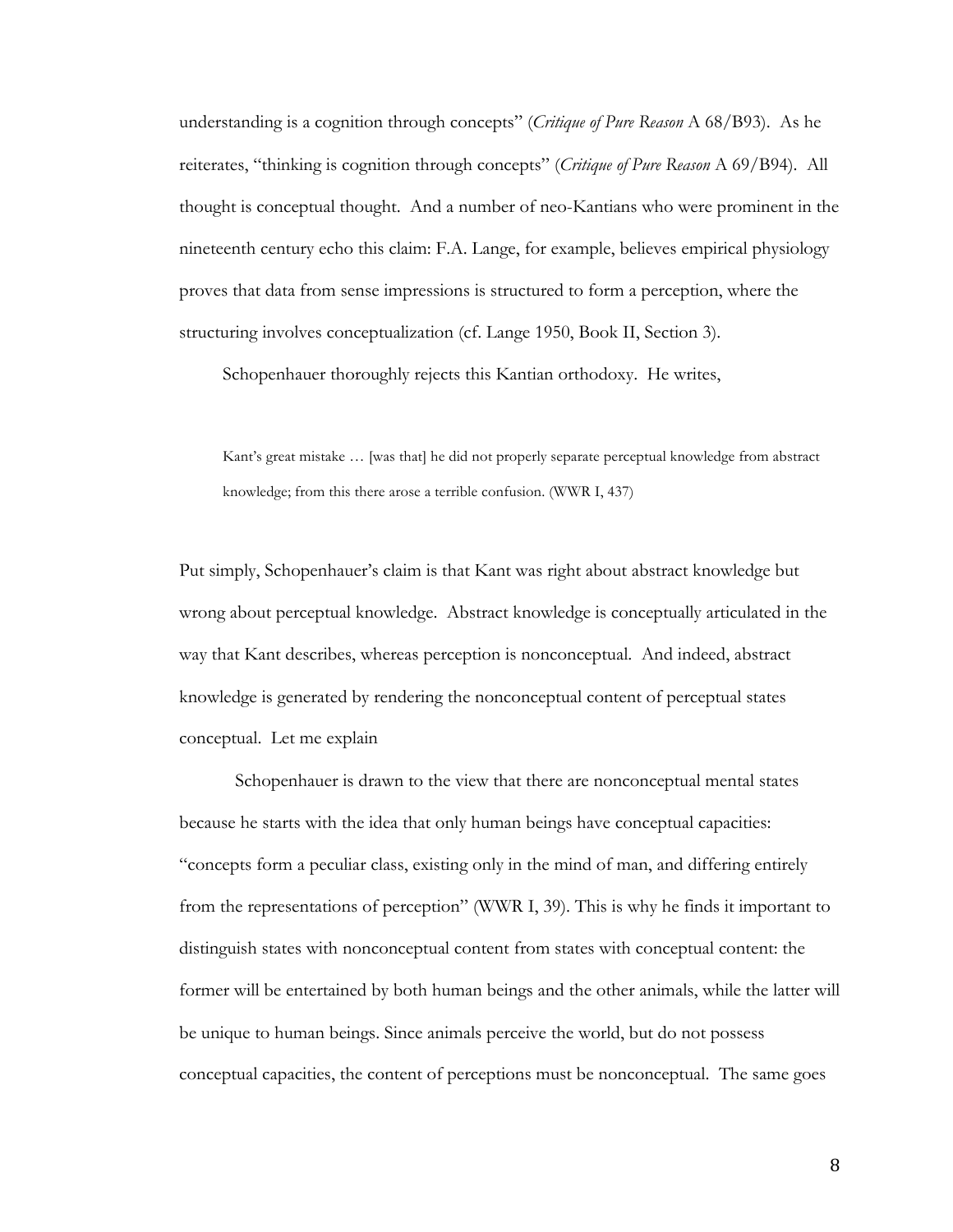understanding is a cognition through concepts" (*Critique of Pure Reason* A 68/B93). As he reiterates, "thinking is cognition through concepts" (*Critique of Pure Reason* A 69/B94). All thought is conceptual thought. And a number of neo-Kantians who were prominent in the nineteenth century echo this claim: F.A. Lange, for example, believes empirical physiology proves that data from sense impressions is structured to form a perception, where the structuring involves conceptualization (cf. Lange 1950, Book II, Section 3).

Schopenhauer thoroughly rejects this Kantian orthodoxy. He writes,

> Kant's great mistake … [was that] he did not properly separate perceptual knowledge from abstract knowledge; from this there arose a terrible confusion. (WWR I, 437)

Put simply, Schopenhauer's claim is that Kant was right about abstract knowledge but wrong about perceptual knowledge. Abstract knowledge is conceptually articulated in the way that Kant describes, whereas perception is nonconceptual. And indeed, abstract knowledge is generated by rendering the nonconceptual content of perceptual states conceptual. Let me explain

Schopenhauer is drawn to the view that there are nonconceptual mental states because he starts with the idea that only human beings have conceptual capacities: "concepts form a peculiar class, existing only in the mind of man, and differing entirely from the representations of perception" (WWR I, 39). This is why he finds it important to distinguish states with nonconceptual content from states with conceptual content: the former will be entertained by both human beings and the other animals, while the latter will be unique to human beings. Since animals perceive the world, but do not possess conceptual capacities, the content of perceptions must be nonconceptual. The same goes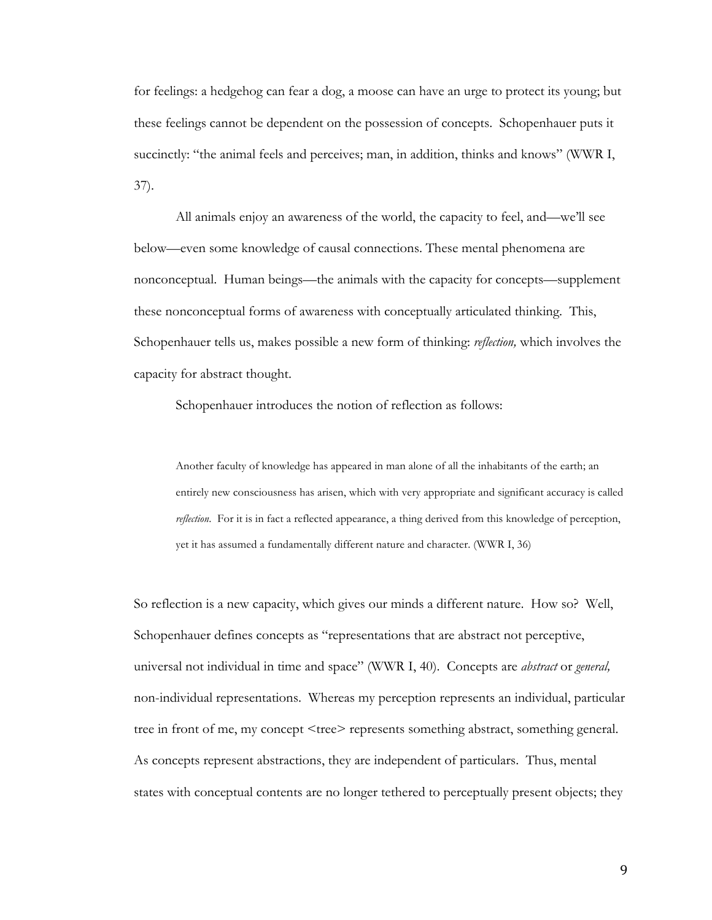for feelings: a hedgehog can fear a dog, a moose can have an urge to protect its young; but these feelings cannot be dependent on the possession of concepts. Schopenhauer puts it succinctly: "the animal feels and perceives; man, in addition, thinks and knows" (WWR I, 37).

All animals enjoy an awareness of the world, the capacity to feel, and—we'll see below—even some knowledge of causal connections. These mental phenomena are nonconceptual. Human beings—the animals with the capacity for concepts—supplement these nonconceptual forms of awareness with conceptually articulated thinking. This, Schopenhauer tells us, makes possible a new form of thinking: *reflection,* which involves the capacity for abstract thought.

Schopenhauer introduces the notion of reflection as follows:

> Another faculty of knowledge has appeared in man alone of all the inhabitants of the earth; an entirely new consciousness has arisen, which with very appropriate and significant accuracy is called *reflection*. For it is in fact a reflected appearance, a thing derived from this knowledge of perception, yet it has assumed a fundamentally different nature and character. (WWR I, 36)

So reflection is a new capacity, which gives our minds a different nature. How so? Well, Schopenhauer defines concepts as "representations that are abstract not perceptive, universal not individual in time and space" (WWR I, 40). Concepts are *abstract* or *general,* non-individual representations. Whereas my perception represents an individual, particular tree in front of me, my concept <tree> represents something abstract, something general. As concepts represent abstractions, they are independent of particulars. Thus, mental states with conceptual contents are no longer tethered to perceptually present objects; they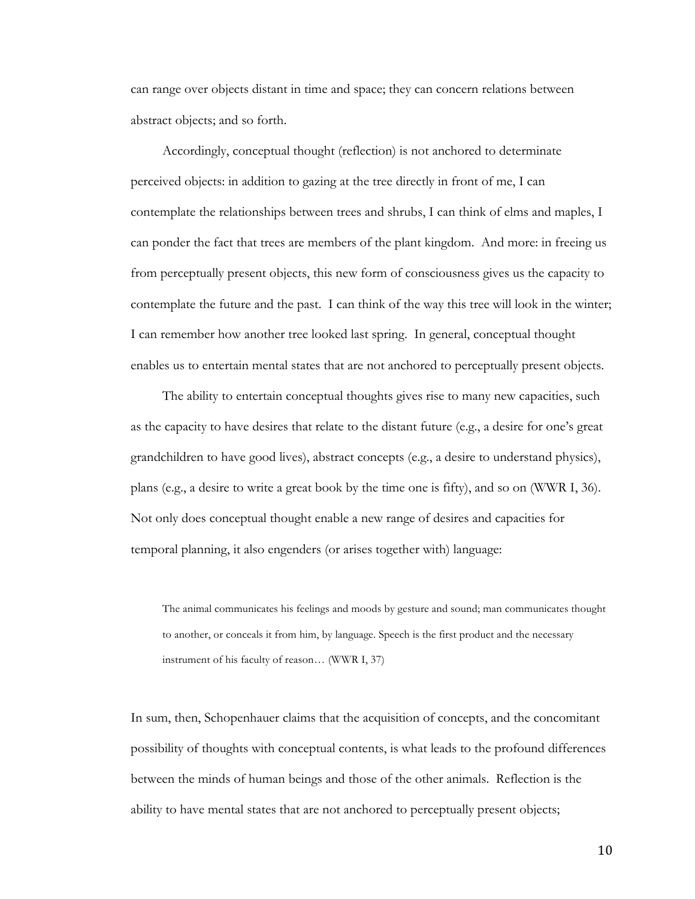can range over objects distant in time and space; they can concern relations between abstract objects; and so forth.

Accordingly, conceptual thought (reflection) is not anchored to determinate perceived objects: in addition to gazing at the tree directly in front of me, I can contemplate the relationships between trees and shrubs, I can think of elms and maples, I can ponder the fact that trees are members of the plant kingdom. And more: in freeing us from perceptually present objects, this new form of consciousness gives us the capacity to contemplate the future and the past. I can think of the way this tree will look in the winter; I can remember how another tree looked last spring. In general, conceptual thought enables us to entertain mental states that are not anchored to perceptually present objects.

The ability to entertain conceptual thoughts gives rise to many new capacities, such as the capacity to have desires that relate to the distant future (e.g., a desire for one's great grandchildren to have good lives), abstract concepts (e.g., a desire to understand physics), plans (e.g., a desire to write a great book by the time one is fifty), and so on (WWR I, 36). Not only does conceptual thought enable a new range of desires and capacities for temporal planning, it also engenders (or arises together with) language:

> The animal communicates his feelings and moods by gesture and sound; man communicates thought to another, or conceals it from him, by language. Speech is the first product and the necessary instrument of his faculty of reason… (WWR I, 37)

In sum, then, Schopenhauer claims that the acquisition of concepts, and the concomitant possibility of thoughts with conceptual contents, is what leads to the profound differences between the minds of human beings and those of the other animals. Reflection is the ability to have mental states that are not anchored to perceptually present objects;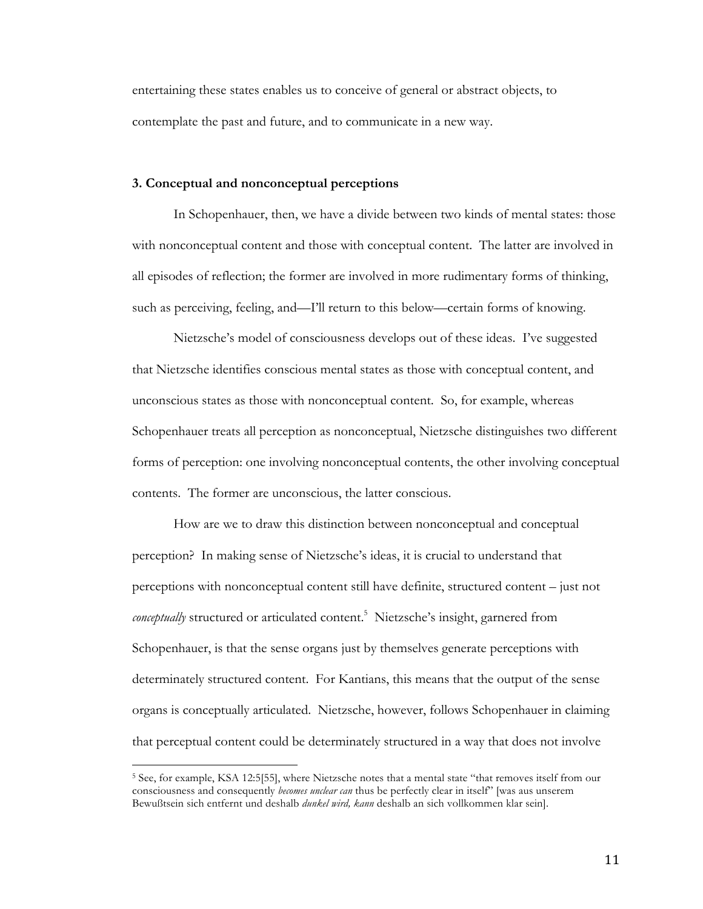entertaining these states enables us to conceive of general or abstract objects, to contemplate the past and future, and to communicate in a new way.

### 3. Conceptual and nonconceptual perceptions

In Schopenhauer, then, we have a divide between two kinds of mental states: those with nonconceptual content and those with conceptual content. The latter are involved in all episodes of reflection; the former are involved in more rudimentary forms of thinking, such as perceiving, feeling, and—I'll return to this below—certain forms of knowing.

Nietzsche's model of consciousness develops out of these ideas. I've suggested that Nietzsche identifies conscious mental states as those with conceptual content, and unconscious states as those with nonconceptual content. So, for example, whereas Schopenhauer treats all perception as nonconceptual, Nietzsche distinguishes two different forms of perception: one involving nonconceptual contents, the other involving conceptual contents. The former are unconscious, the latter conscious.

How are we to draw this distinction between nonconceptual and conceptual perception? In making sense of Nietzsche's ideas, it is crucial to understand that perceptions with nonconceptual content still have definite, structured content – just not *conceptually* structured or articulated content.[5] Nietzsche's insight, garnered from Schopenhauer, is that the sense organs just by themselves generate perceptions with determinately structured content. For Kantians, this means that the output of the sense organs is conceptually articulated. Nietzsche, however, follows Schopenhauer in claiming that perceptual content could be determinately structured in a way that does not involve

[5] See, for example, KSA 12:5[55], where Nietzsche notes that a mental state "that removes itself from our consciousness and consequently *becomes unclear can* thus be perfectly clear in itself" [was aus unserem Bewußtsein sich entfernt und deshalb *dunkel wird, kann* deshalb an sich vollkommen klar sein].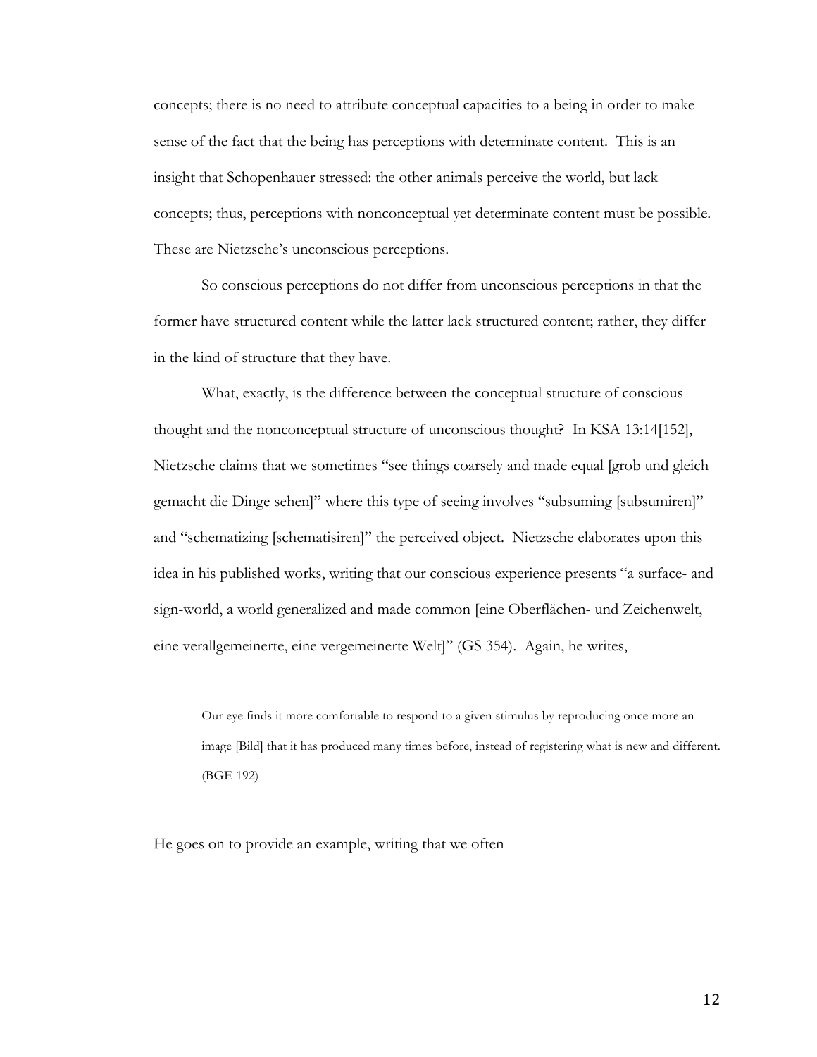concepts; there is no need to attribute conceptual capacities to a being in order to make sense of the fact that the being has perceptions with determinate content. This is an insight that Schopenhauer stressed: the other animals perceive the world, but lack concepts; thus, perceptions with nonconceptual yet determinate content must be possible. These are Nietzsche's unconscious perceptions.

So conscious perceptions do not differ from unconscious perceptions in that the former have structured content while the latter lack structured content; rather, they differ in the kind of structure that they have.

What, exactly, is the difference between the conceptual structure of conscious thought and the nonconceptual structure of unconscious thought? In KSA 13:14[152], Nietzsche claims that we sometimes "see things coarsely and made equal [grob und gleich gemacht die Dinge sehen]" where this type of seeing involves "subsuming [subsumiren]" and "schematizing [schematisiren]" the perceived object. Nietzsche elaborates upon this idea in his published works, writing that our conscious experience presents "a surface- and sign-world, a world generalized and made common [eine Oberflächen- und Zeichenwelt, eine verallgemeinerte, eine vergemeinerte Welt]" (GS 354). Again, he writes,

> Our eye finds it more comfortable to respond to a given stimulus by reproducing once more an image [Bild] that it has produced many times before, instead of registering what is new and different. (BGE 192)

He goes on to provide an example, writing that we often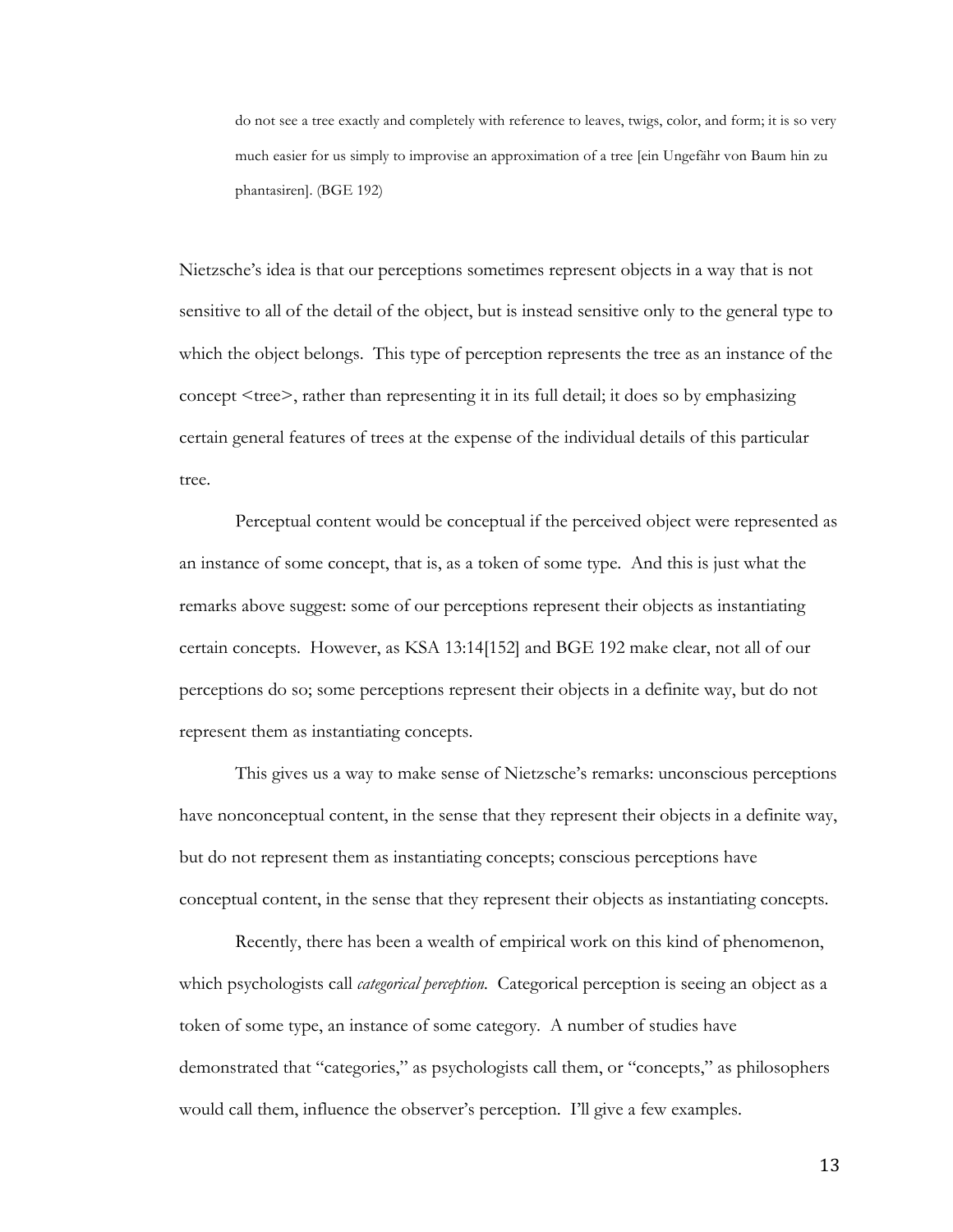> do not see a tree exactly and completely with reference to leaves, twigs, color, and form; it is so very much easier for us simply to improvise an approximation of a tree [ein Ungefähr von Baum hin zu phantasiren]. (BGE 192)

Nietzsche's idea is that our perceptions sometimes represent objects in a way that is not sensitive to all of the detail of the object, but is instead sensitive only to the general type to which the object belongs. This type of perception represents the tree as an instance of the concept <tree>, rather than representing it in its full detail; it does so by emphasizing certain general features of trees at the expense of the individual details of this particular tree.

Perceptual content would be conceptual if the perceived object were represented as an instance of some concept, that is, as a token of some type. And this is just what the remarks above suggest: some of our perceptions represent their objects as instantiating certain concepts. However, as KSA 13:14[152] and BGE 192 make clear, not all of our perceptions do so; some perceptions represent their objects in a definite way, but do not represent them as instantiating concepts.

This gives us a way to make sense of Nietzsche's remarks: unconscious perceptions have nonconceptual content, in the sense that they represent their objects in a definite way, but do not represent them as instantiating concepts; conscious perceptions have conceptual content, in the sense that they represent their objects as instantiating concepts.

Recently, there has been a wealth of empirical work on this kind of phenomenon, which psychologists call *categorical perception*. Categorical perception is seeing an object as a token of some type, an instance of some category. A number of studies have demonstrated that "categories," as psychologists call them, or "concepts," as philosophers would call them, influence the observer's perception. I'll give a few examples.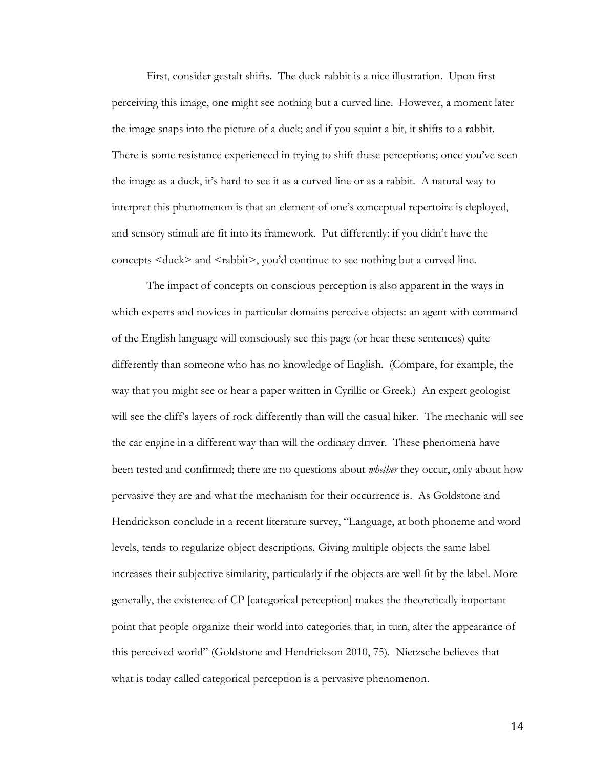First, consider gestalt shifts. The duck-rabbit is a nice illustration. Upon first perceiving this image, one might see nothing but a curved line. However, a moment later the image snaps into the picture of a duck; and if you squint a bit, it shifts to a rabbit. There is some resistance experienced in trying to shift these perceptions; once you've seen the image as a duck, it's hard to see it as a curved line or as a rabbit. A natural way to interpret this phenomenon is that an element of one's conceptual repertoire is deployed, and sensory stimuli are fit into its framework. Put differently: if you didn't have the concepts <duck> and <rabbit>, you'd continue to see nothing but a curved line.

The impact of concepts on conscious perception is also apparent in the ways in which experts and novices in particular domains perceive objects: an agent with command of the English language will consciously see this page (or hear these sentences) quite differently than someone who has no knowledge of English. (Compare, for example, the way that you might see or hear a paper written in Cyrillic or Greek.) An expert geologist will see the cliff's layers of rock differently than will the casual hiker. The mechanic will see the car engine in a different way than will the ordinary driver. These phenomena have been tested and confirmed; there are no questions about *whether* they occur, only about how pervasive they are and what the mechanism for their occurrence is. As Goldstone and Hendrickson conclude in a recent literature survey, "Language, at both phoneme and word levels, tends to regularize object descriptions. Giving multiple objects the same label increases their subjective similarity, particularly if the objects are well fit by the label. More generally, the existence of CP [categorical perception] makes the theoretically important point that people organize their world into categories that, in turn, alter the appearance of this perceived world" (Goldstone and Hendrickson 2010, 75). Nietzsche believes that what is today called categorical perception is a pervasive phenomenon.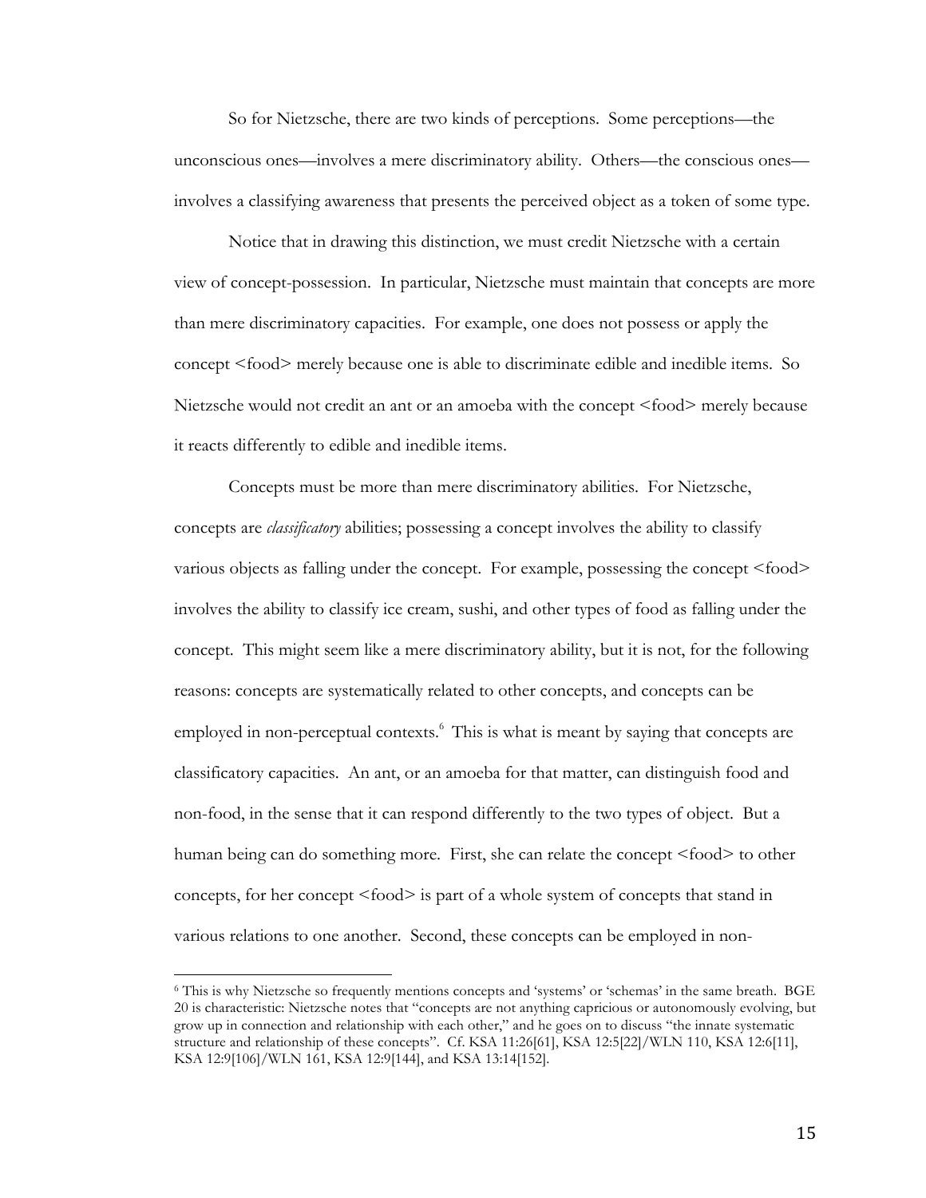So for Nietzsche, there are two kinds of perceptions. Some perceptions—the unconscious ones—involves a mere discriminatory ability. Others—the conscious ones—involves a classifying awareness that presents the perceived object as a token of some type.

Notice that in drawing this distinction, we must credit Nietzsche with a certain view of concept-possession. In particular, Nietzsche must maintain that concepts are more than mere discriminatory capacities. For example, one does not possess or apply the concept <food> merely because one is able to discriminate edible and inedible items. So Nietzsche would not credit an ant or an amoeba with the concept <food> merely because it reacts differently to edible and inedible items.

Concepts must be more than mere discriminatory abilities. For Nietzsche, concepts are *classificatory* abilities; possessing a concept involves the ability to classify various objects as falling under the concept. For example, possessing the concept <food> involves the ability to classify ice cream, sushi, and other types of food as falling under the concept. This might seem like a mere discriminatory ability, but it is not, for the following reasons: concepts are systematically related to other concepts, and concepts can be employed in non-perceptual contexts.[6] This is what is meant by saying that concepts are classificatory capacities. An ant, or an amoeba for that matter, can distinguish food and non-food, in the sense that it can respond differently to the two types of object. But a human being can do something more. First, she can relate the concept <food> to other concepts, for her concept <food> is part of a whole system of concepts that stand in various relations to one another. Second, these concepts can be employed in non-

[6] This is why Nietzsche so frequently mentions concepts and 'systems' or 'schemas' in the same breath. BGE 20 is characteristic: Nietzsche notes that "concepts are not anything capricious or autonomously evolving, but grow up in connection and relationship with each other," and he goes on to discuss "the innate systematic structure and relationship of these concepts". Cf. KSA 11:26[61], KSA 12:5[22]/WLN 110, KSA 12:6[11], KSA 12:9[106]/WLN 161, KSA 12:9[144], and KSA 13:14[152].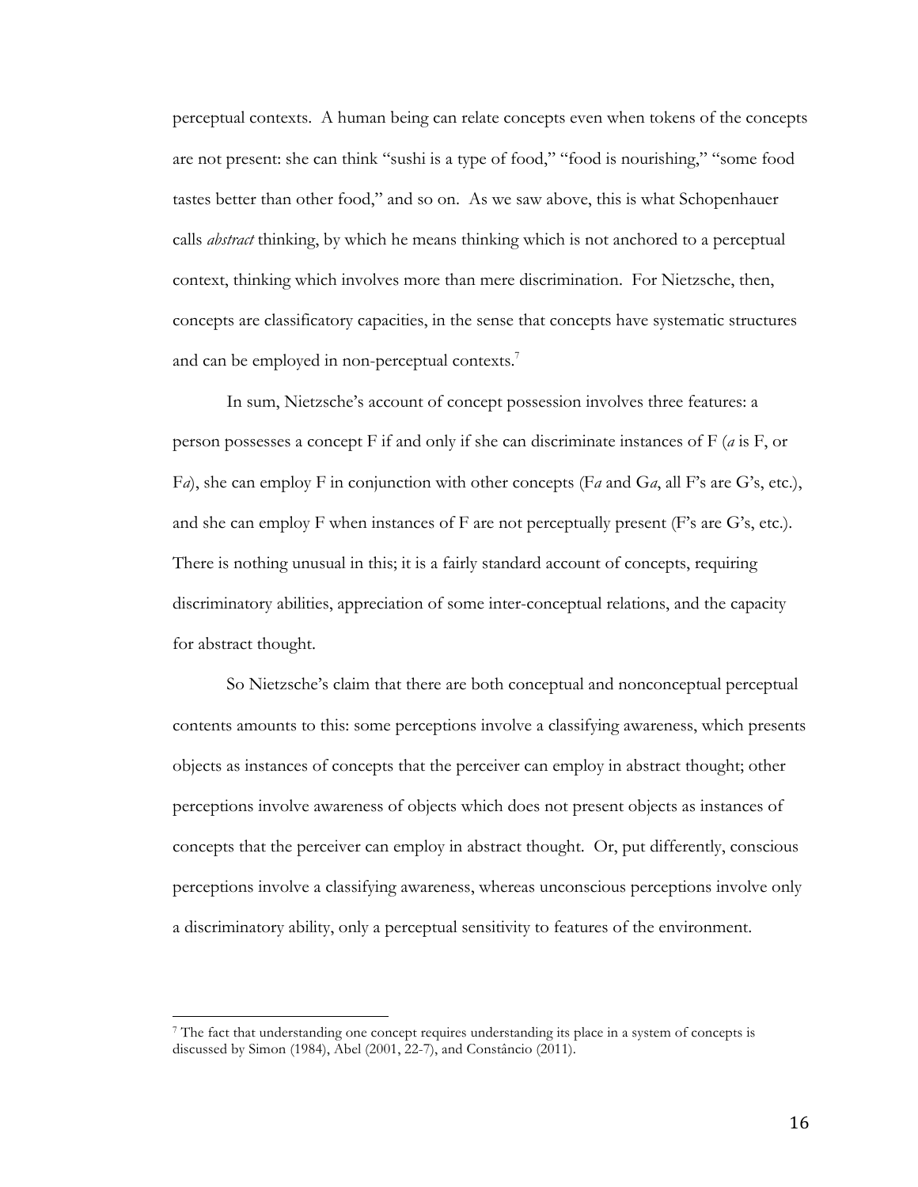perceptual contexts. A human being can relate concepts even when tokens of the concepts are not present: she can think "sushi is a type of food," "food is nourishing," "some food tastes better than other food," and so on. As we saw above, this is what Schopenhauer calls *abstract* thinking, by which he means thinking which is not anchored to a perceptual context, thinking which involves more than mere discrimination. For Nietzsche, then, concepts are classificatory capacities, in the sense that concepts have systematic structures and can be employed in non-perceptual contexts.[7]

In sum, Nietzsche's account of concept possession involves three features: a person possesses a concept F if and only if she can discriminate instances of F (*a* is F, or F*a*), she can employ F in conjunction with other concepts (F*a* and G*a*, all F's are G's, etc.), and she can employ F when instances of F are not perceptually present (F's are G's, etc.). There is nothing unusual in this; it is a fairly standard account of concepts, requiring discriminatory abilities, appreciation of some inter-conceptual relations, and the capacity for abstract thought.

So Nietzsche's claim that there are both conceptual and nonconceptual perceptual contents amounts to this: some perceptions involve a classifying awareness, which presents objects as instances of concepts that the perceiver can employ in abstract thought; other perceptions involve awareness of objects which does not present objects as instances of concepts that the perceiver can employ in abstract thought. Or, put differently, conscious perceptions involve a classifying awareness, whereas unconscious perceptions involve only a discriminatory ability, only a perceptual sensitivity to features of the environment.

---

[7] The fact that understanding one concept requires understanding its place in a system of concepts is discussed by Simon (1984), Abel (2001, 22-7), and Constâncio (2011).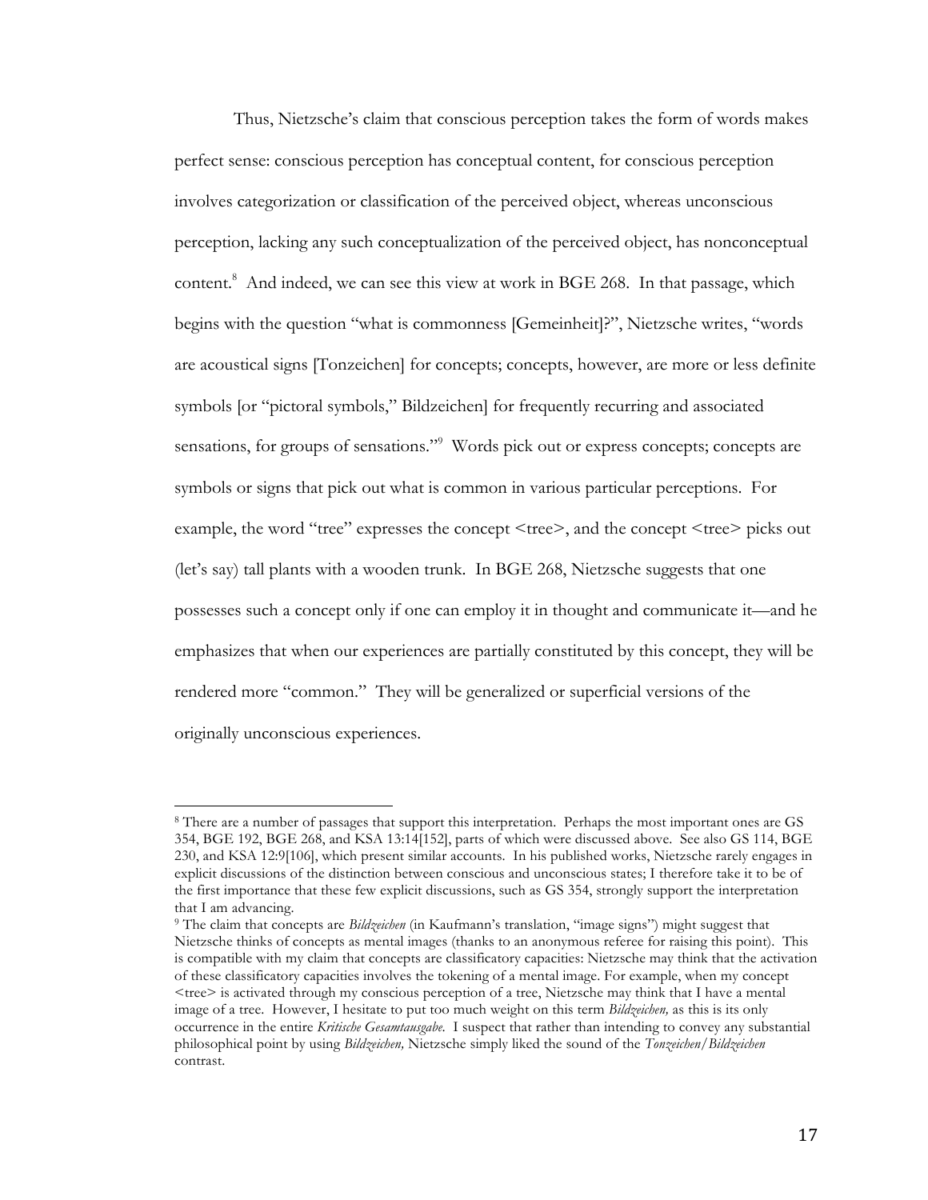Thus, Nietzsche's claim that conscious perception takes the form of words makes perfect sense: conscious perception has conceptual content, for conscious perception involves categorization or classification of the perceived object, whereas unconscious perception, lacking any such conceptualization of the perceived object, has nonconceptual content.[8] And indeed, we can see this view at work in BGE 268. In that passage, which begins with the question "what is commonness [Gemeinheit]?", Nietzsche writes, "words are acoustical signs [Tonzeichen] for concepts; concepts, however, are more or less definite symbols [or "pictoral symbols," Bildzeichen] for frequently recurring and associated sensations, for groups of sensations."[9] Words pick out or express concepts; concepts are symbols or signs that pick out what is common in various particular perceptions. For example, the word "tree" expresses the concept <tree>, and the concept <tree> picks out (let's say) tall plants with a wooden trunk. In BGE 268, Nietzsche suggests that one possesses such a concept only if one can employ it in thought and communicate it—and he emphasizes that when our experiences are partially constituted by this concept, they will be rendered more "common." They will be generalized or superficial versions of the originally unconscious experiences.

---

[8] There are a number of passages that support this interpretation. Perhaps the most important ones are GS 354, BGE 192, BGE 268, and KSA 13:14[152], parts of which were discussed above. See also GS 114, BGE 230, and KSA 12:9[106], which present similar accounts. In his published works, Nietzsche rarely engages in explicit discussions of the distinction between conscious and unconscious states; I therefore take it to be of the first importance that these few explicit discussions, such as GS 354, strongly support the interpretation that I am advancing.

[9] The claim that concepts are *Bildzeichen* (in Kaufmann's translation, "image signs") might suggest that Nietzsche thinks of concepts as mental images (thanks to an anonymous referee for raising this point). This is compatible with my claim that concepts are classificatory capacities: Nietzsche may think that the activation of these classificatory capacities involves the tokening of a mental image. For example, when my concept <tree> is activated through my conscious perception of a tree, Nietzsche may think that I have a mental image of a tree. However, I hesitate to put too much weight on this term *Bildzeichen,* as this is its only occurrence in the entire *Kritische Gesamtausgabe*. I suspect that rather than intending to convey any substantial philosophical point by using *Bildzeichen,* Nietzsche simply liked the sound of the *Tonzeichen*/*Bildzeichen* contrast.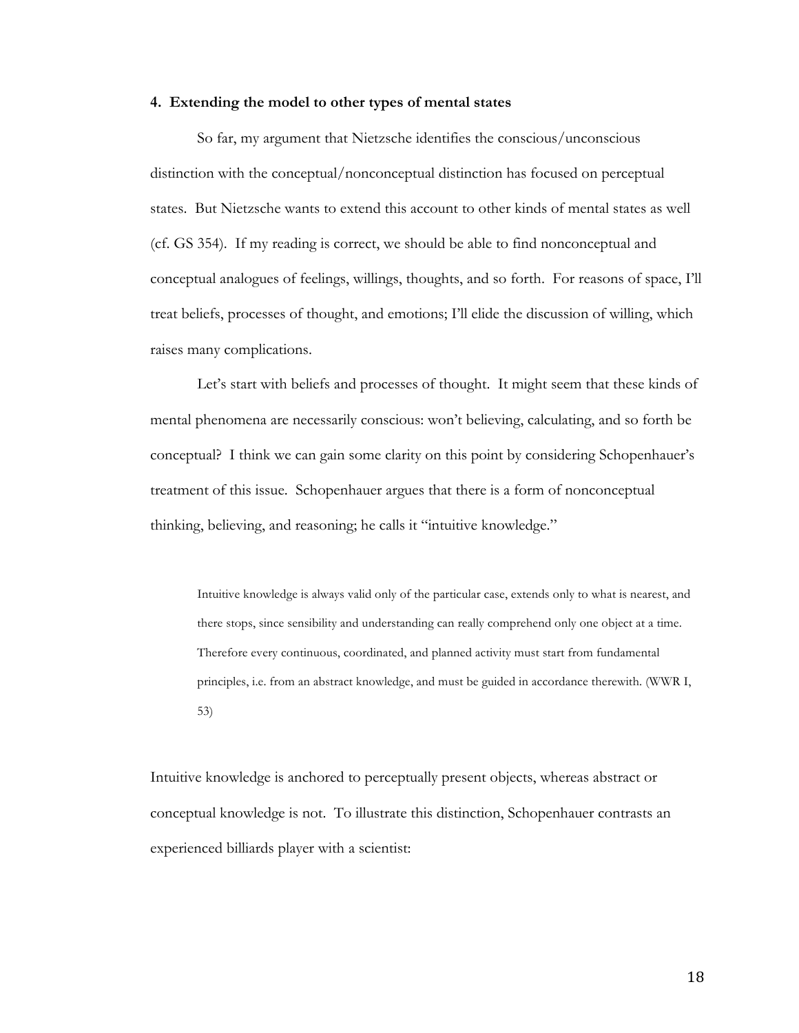### 4. Extending the model to other types of mental states

So far, my argument that Nietzsche identifies the conscious/unconscious distinction with the conceptual/nonconceptual distinction has focused on perceptual states. But Nietzsche wants to extend this account to other kinds of mental states as well (cf. GS 354). If my reading is correct, we should be able to find nonconceptual and conceptual analogues of feelings, willings, thoughts, and so forth. For reasons of space, I'll treat beliefs, processes of thought, and emotions; I'll elide the discussion of willing, which raises many complications.

Let's start with beliefs and processes of thought. It might seem that these kinds of mental phenomena are necessarily conscious: won't believing, calculating, and so forth be conceptual? I think we can gain some clarity on this point by considering Schopenhauer's treatment of this issue. Schopenhauer argues that there is a form of nonconceptual thinking, believing, and reasoning; he calls it "intuitive knowledge."

> Intuitive knowledge is always valid only of the particular case, extends only to what is nearest, and there stops, since sensibility and understanding can really comprehend only one object at a time. Therefore every continuous, coordinated, and planned activity must start from fundamental principles, i.e. from an abstract knowledge, and must be guided in accordance therewith. (WWR I, 53)

Intuitive knowledge is anchored to perceptually present objects, whereas abstract or conceptual knowledge is not. To illustrate this distinction, Schopenhauer contrasts an experienced billiards player with a scientist: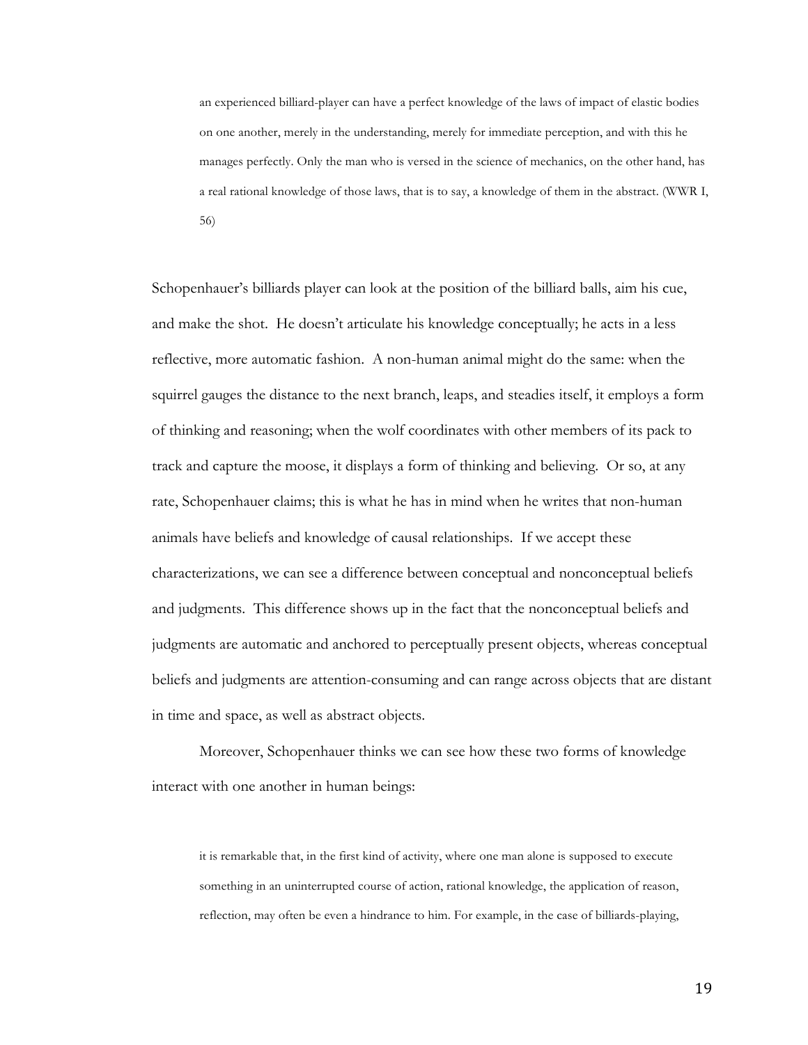> an experienced billiard-player can have a perfect knowledge of the laws of impact of elastic bodies on one another, merely in the understanding, merely for immediate perception, and with this he manages perfectly. Only the man who is versed in the science of mechanics, on the other hand, has a real rational knowledge of those laws, that is to say, a knowledge of them in the abstract. (WWR I, 56)

Schopenhauer's billiards player can look at the position of the billiard balls, aim his cue, and make the shot. He doesn't articulate his knowledge conceptually; he acts in a less reflective, more automatic fashion. A non-human animal might do the same: when the squirrel gauges the distance to the next branch, leaps, and steadies itself, it employs a form of thinking and reasoning; when the wolf coordinates with other members of its pack to track and capture the moose, it displays a form of thinking and believing. Or so, at any rate, Schopenhauer claims; this is what he has in mind when he writes that non-human animals have beliefs and knowledge of causal relationships. If we accept these characterizations, we can see a difference between conceptual and nonconceptual beliefs and judgments. This difference shows up in the fact that the nonconceptual beliefs and judgments are automatic and anchored to perceptually present objects, whereas conceptual beliefs and judgments are attention-consuming and can range across objects that are distant in time and space, as well as abstract objects.

Moreover, Schopenhauer thinks we can see how these two forms of knowledge interact with one another in human beings:

> it is remarkable that, in the first kind of activity, where one man alone is supposed to execute something in an uninterrupted course of action, rational knowledge, the application of reason, reflection, may often be even a hindrance to him. For example, in the case of billiards-playing,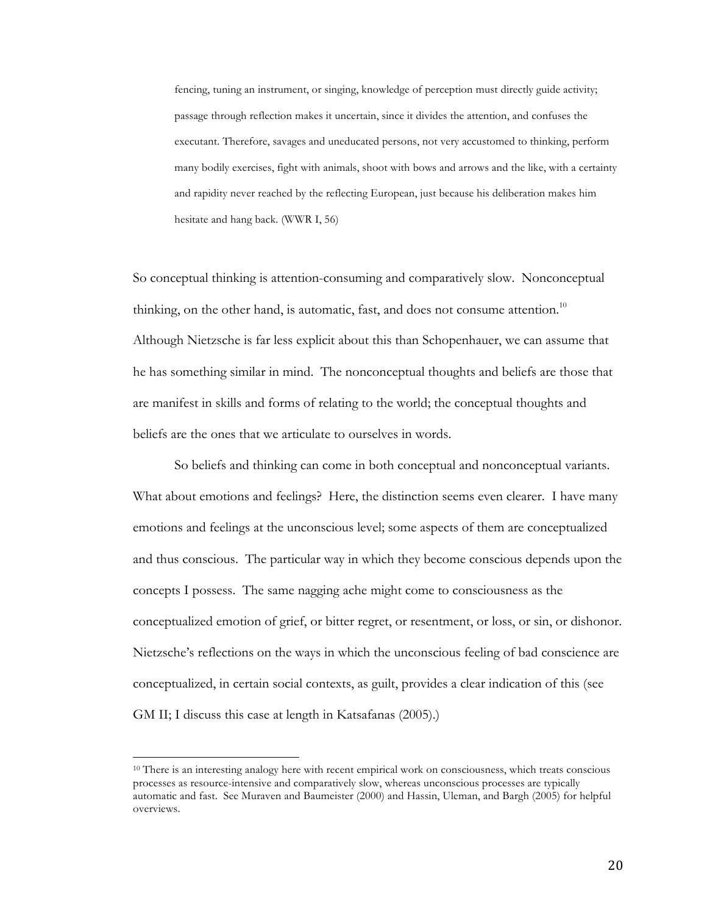> fencing, tuning an instrument, or singing, knowledge of perception must directly guide activity; passage through reflection makes it uncertain, since it divides the attention, and confuses the executant. Therefore, savages and uneducated persons, not very accustomed to thinking, perform many bodily exercises, fight with animals, shoot with bows and arrows and the like, with a certainty and rapidity never reached by the reflecting European, just because his deliberation makes him hesitate and hang back. (WWR I, 56)

So conceptual thinking is attention-consuming and comparatively slow. Nonconceptual thinking, on the other hand, is automatic, fast, and does not consume attention.[10] Although Nietzsche is far less explicit about this than Schopenhauer, we can assume that he has something similar in mind. The nonconceptual thoughts and beliefs are those that are manifest in skills and forms of relating to the world; the conceptual thoughts and beliefs are the ones that we articulate to ourselves in words.

So beliefs and thinking can come in both conceptual and nonconceptual variants. What about emotions and feelings? Here, the distinction seems even clearer. I have many emotions and feelings at the unconscious level; some aspects of them are conceptualized and thus conscious. The particular way in which they become conscious depends upon the concepts I possess. The same nagging ache might come to consciousness as the conceptualized emotion of grief, or bitter regret, or resentment, or loss, or sin, or dishonor. Nietzsche's reflections on the ways in which the unconscious feeling of bad conscience are conceptualized, in certain social contexts, as guilt, provides a clear indication of this (see GM II; I discuss this case at length in Katsafanas (2005).)

---

[10] There is an interesting analogy here with recent empirical work on consciousness, which treats conscious processes as resource-intensive and comparatively slow, whereas unconscious processes are typically automatic and fast. See Muraven and Baumeister (2000) and Hassin, Uleman, and Bargh (2005) for helpful overviews.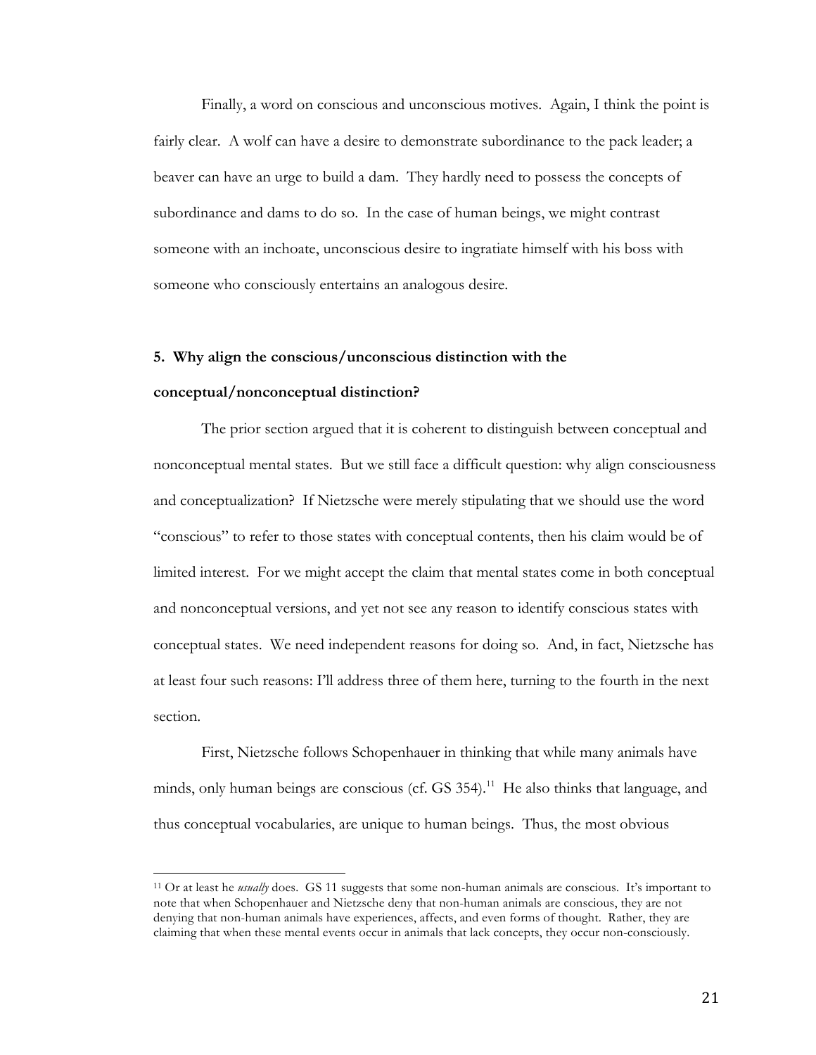Finally, a word on conscious and unconscious motives. Again, I think the point is fairly clear. A wolf can have a desire to demonstrate subordinance to the pack leader; a beaver can have an urge to build a dam. They hardly need to possess the concepts of subordinance and dams to do so. In the case of human beings, we might contrast someone with an inchoate, unconscious desire to ingratiate himself with his boss with someone who consciously entertains an analogous desire.

## 5. Why align the conscious/unconscious distinction with the conceptual/nonconceptual distinction?

The prior section argued that it is coherent to distinguish between conceptual and nonconceptual mental states. But we still face a difficult question: why align consciousness and conceptualization? If Nietzsche were merely stipulating that we should use the word "conscious" to refer to those states with conceptual contents, then his claim would be of limited interest. For we might accept the claim that mental states come in both conceptual and nonconceptual versions, and yet not see any reason to identify conscious states with conceptual states. We need independent reasons for doing so. And, in fact, Nietzsche has at least four such reasons: I'll address three of them here, turning to the fourth in the next section.

First, Nietzsche follows Schopenhauer in thinking that while many animals have minds, only human beings are conscious (cf. GS 354).[11] He also thinks that language, and thus conceptual vocabularies, are unique to human beings. Thus, the most obvious

[11] Or at least he *usually* does. GS 11 suggests that some non-human animals are conscious. It's important to note that when Schopenhauer and Nietzsche deny that non-human animals are conscious, they are not denying that non-human animals have experiences, affects, and even forms of thought. Rather, they are claiming that when these mental events occur in animals that lack concepts, they occur non-consciously.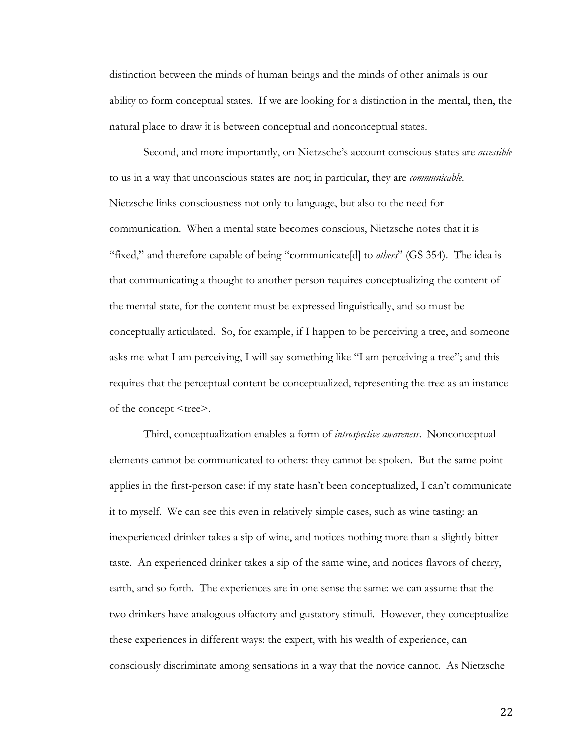distinction between the minds of human beings and the minds of other animals is our ability to form conceptual states. If we are looking for a distinction in the mental, then, the natural place to draw it is between conceptual and nonconceptual states.

Second, and more importantly, on Nietzsche's account conscious states are *accessible* to us in a way that unconscious states are not; in particular, they are *communicable*. Nietzsche links consciousness not only to language, but also to the need for communication. When a mental state becomes conscious, Nietzsche notes that it is "fixed," and therefore capable of being "communicate[d] to *others*" (GS 354). The idea is that communicating a thought to another person requires conceptualizing the content of the mental state, for the content must be expressed linguistically, and so must be conceptually articulated. So, for example, if I happen to be perceiving a tree, and someone asks me what I am perceiving, I will say something like "I am perceiving a tree"; and this requires that the perceptual content be conceptualized, representing the tree as an instance of the concept <tree>.

Third, conceptualization enables a form of *introspective awareness*. Nonconceptual elements cannot be communicated to others: they cannot be spoken. But the same point applies in the first-person case: if my state hasn't been conceptualized, I can't communicate it to myself. We can see this even in relatively simple cases, such as wine tasting: an inexperienced drinker takes a sip of wine, and notices nothing more than a slightly bitter taste. An experienced drinker takes a sip of the same wine, and notices flavors of cherry, earth, and so forth. The experiences are in one sense the same: we can assume that the two drinkers have analogous olfactory and gustatory stimuli. However, they conceptualize these experiences in different ways: the expert, with his wealth of experience, can consciously discriminate among sensations in a way that the novice cannot. As Nietzsche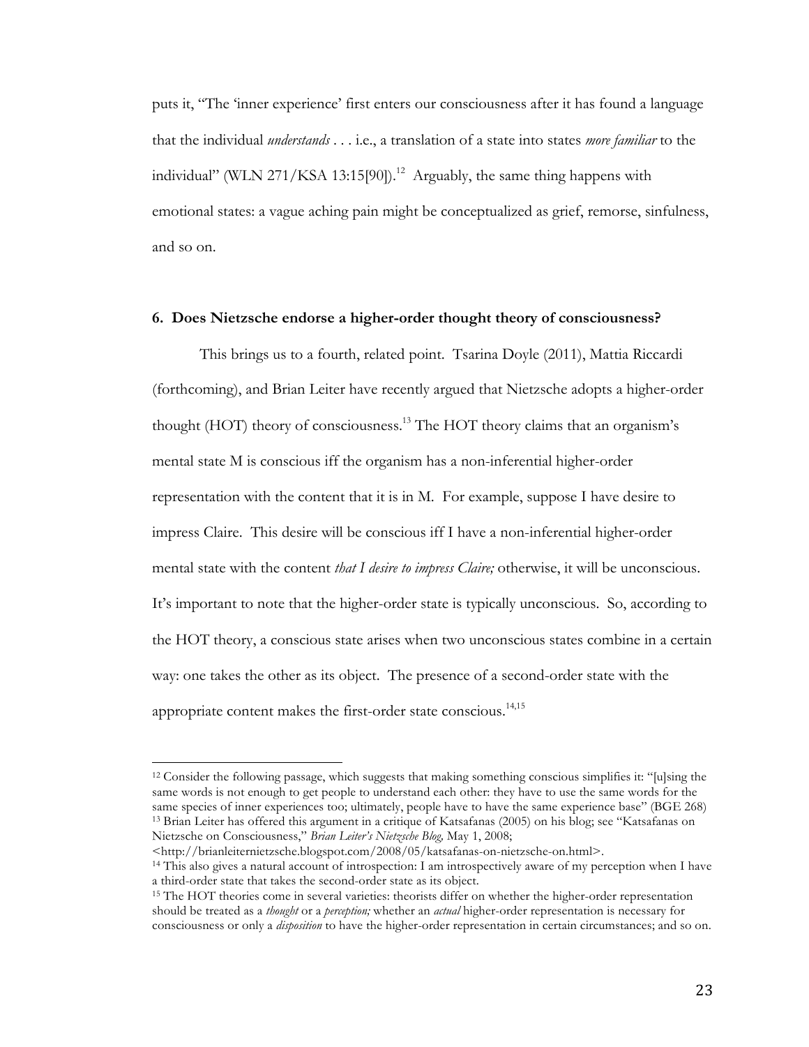puts it, "The 'inner experience' first enters our consciousness after it has found a language that the individual *understands* . . . i.e., a translation of a state into states *more familiar* to the individual" (WLN 271/KSA 13:15[90]).[12] Arguably, the same thing happens with emotional states: a vague aching pain might be conceptualized as grief, remorse, sinfulness, and so on.

### 6. Does Nietzsche endorse a higher-order thought theory of consciousness?

This brings us to a fourth, related point. Tsarina Doyle (2011), Mattia Riccardi (forthcoming), and Brian Leiter have recently argued that Nietzsche adopts a higher-order thought (HOT) theory of consciousness.[13] The HOT theory claims that an organism's mental state M is conscious iff the organism has a non-inferential higher-order representation with the content that it is in M. For example, suppose I have desire to impress Claire. This desire will be conscious iff I have a non-inferential higher-order mental state with the content *that I desire to impress Claire;* otherwise, it will be unconscious. It's important to note that the higher-order state is typically unconscious. So, according to the HOT theory, a conscious state arises when two unconscious states combine in a certain way: one takes the other as its object. The presence of a second-order state with the appropriate content makes the first-order state conscious.[14,15]

---

[12] Consider the following passage, which suggests that making something conscious simplifies it: "[u]sing the same words is not enough to get people to understand each other: they have to use the same words for the same species of inner experiences too; ultimately, people have to have the same experience base" (BGE 268)

[13] Brian Leiter has offered this argument in a critique of Katsafanas (2005) on his blog; see "Katsafanas on Nietzsche on Consciousness," *Brian Leiter's Nietzsche Blog,* May 1, 2008; <http://brianleiternietzsche.blogspot.com/2008/05/katsafanas-on-nietzsche-on.html>.

[14] This also gives a natural account of introspection: I am introspectively aware of my perception when I have a third-order state that takes the second-order state as its object.

[15] The HOT theories come in several varieties: theorists differ on whether the higher-order representation should be treated as a *thought* or a *perception;* whether an *actual* higher-order representation is necessary for consciousness or only a *disposition* to have the higher-order representation in certain circumstances; and so on.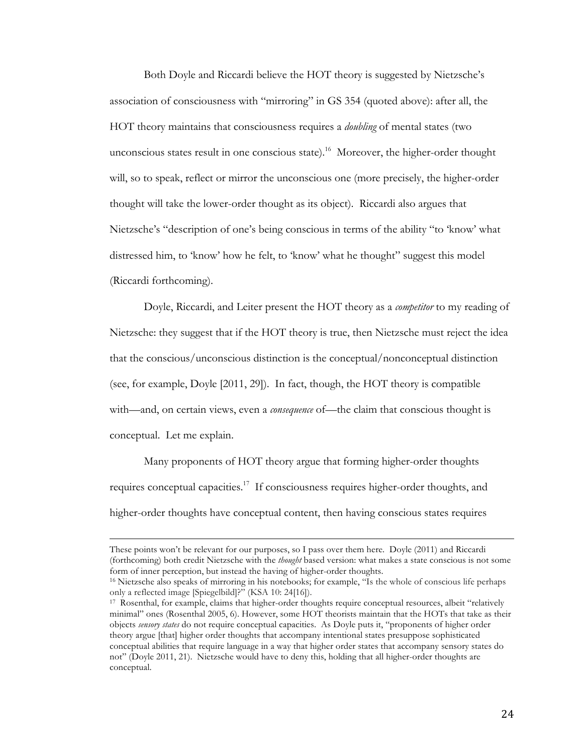Both Doyle and Riccardi believe the HOT theory is suggested by Nietzsche's association of consciousness with "mirroring" in GS 354 (quoted above): after all, the HOT theory maintains that consciousness requires a *doubling* of mental states (two unconscious states result in one conscious state).[16] Moreover, the higher-order thought will, so to speak, reflect or mirror the unconscious one (more precisely, the higher-order thought will take the lower-order thought as its object). Riccardi also argues that Nietzsche's "description of one's being conscious in terms of the ability "to 'know' what distressed him, to 'know' how he felt, to 'know' what he thought" suggest this model (Riccardi forthcoming).

Doyle, Riccardi, and Leiter present the HOT theory as a *competitor* to my reading of Nietzsche: they suggest that if the HOT theory is true, then Nietzsche must reject the idea that the conscious/unconscious distinction is the conceptual/nonconceptual distinction (see, for example, Doyle [2011, 29]). In fact, though, the HOT theory is compatible with—and, on certain views, even a *consequence* of—the claim that conscious thought is conceptual. Let me explain.

Many proponents of HOT theory argue that forming higher-order thoughts requires conceptual capacities.[17] If consciousness requires higher-order thoughts, and higher-order thoughts have conceptual content, then having conscious states requires

---

These points won't be relevant for our purposes, so I pass over them here. Doyle (2011) and Riccardi (forthcoming) both credit Nietzsche with the *thought* based version: what makes a state conscious is not some form of inner perception, but instead the having of higher-order thoughts.

[16] Nietzsche also speaks of mirroring in his notebooks; for example, "Is the whole of conscious life perhaps only a reflected image [Spiegelbild]?" (KSA 10: 24[16]).

[17] Rosenthal, for example, claims that higher-order thoughts require conceptual resources, albeit "relatively minimal" ones (Rosenthal 2005, 6). However, some HOT theorists maintain that the HOTs that take as their objects *sensory states* do not require conceptual capacities. As Doyle puts it, "proponents of higher order theory argue [that] higher order thoughts that accompany intentional states presuppose sophisticated conceptual abilities that require language in a way that higher order states that accompany sensory states do not" (Doyle 2011, 21). Nietzsche would have to deny this, holding that all higher-order thoughts are conceptual.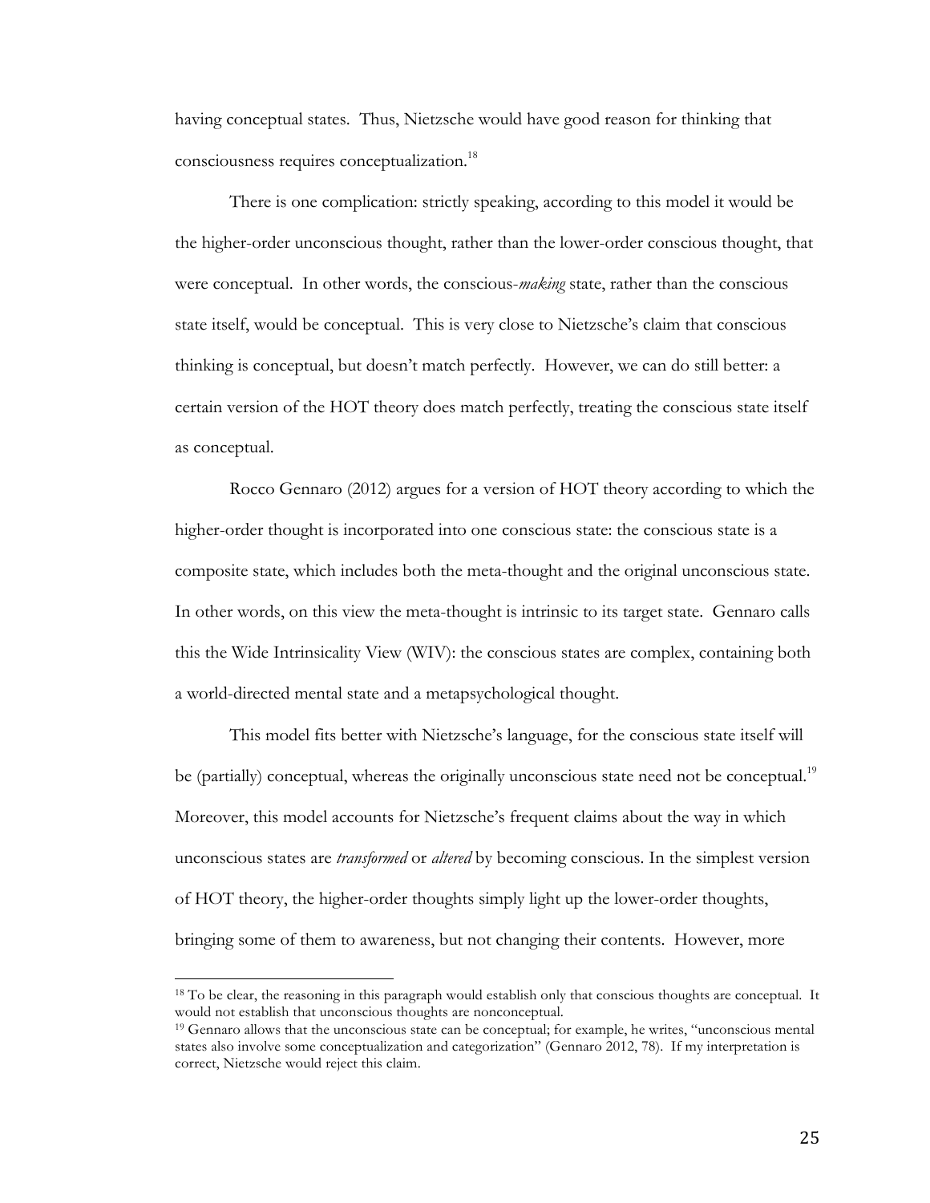having conceptual states. Thus, Nietzsche would have good reason for thinking that consciousness requires conceptualization.[18]

There is one complication: strictly speaking, according to this model it would be the higher-order unconscious thought, rather than the lower-order conscious thought, that were conceptual. In other words, the conscious-*making* state, rather than the conscious state itself, would be conceptual. This is very close to Nietzsche's claim that conscious thinking is conceptual, but doesn't match perfectly. However, we can do still better: a certain version of the HOT theory does match perfectly, treating the conscious state itself as conceptual.

Rocco Gennaro (2012) argues for a version of HOT theory according to which the higher-order thought is incorporated into one conscious state: the conscious state is a composite state, which includes both the meta-thought and the original unconscious state. In other words, on this view the meta-thought is intrinsic to its target state. Gennaro calls this the Wide Intrinsicality View (WIV): the conscious states are complex, containing both a world-directed mental state and a metapsychological thought.

This model fits better with Nietzsche's language, for the conscious state itself will be (partially) conceptual, whereas the originally unconscious state need not be conceptual.[19] Moreover, this model accounts for Nietzsche's frequent claims about the way in which unconscious states are *transformed* or *altered* by becoming conscious. In the simplest version of HOT theory, the higher-order thoughts simply light up the lower-order thoughts, bringing some of them to awareness, but not changing their contents. However, more

---

[18] To be clear, the reasoning in this paragraph would establish only that conscious thoughts are conceptual. It would not establish that unconscious thoughts are nonconceptual.

[19] Gennaro allows that the unconscious state can be conceptual; for example, he writes, "unconscious mental states also involve some conceptualization and categorization" (Gennaro 2012, 78). If my interpretation is correct, Nietzsche would reject this claim.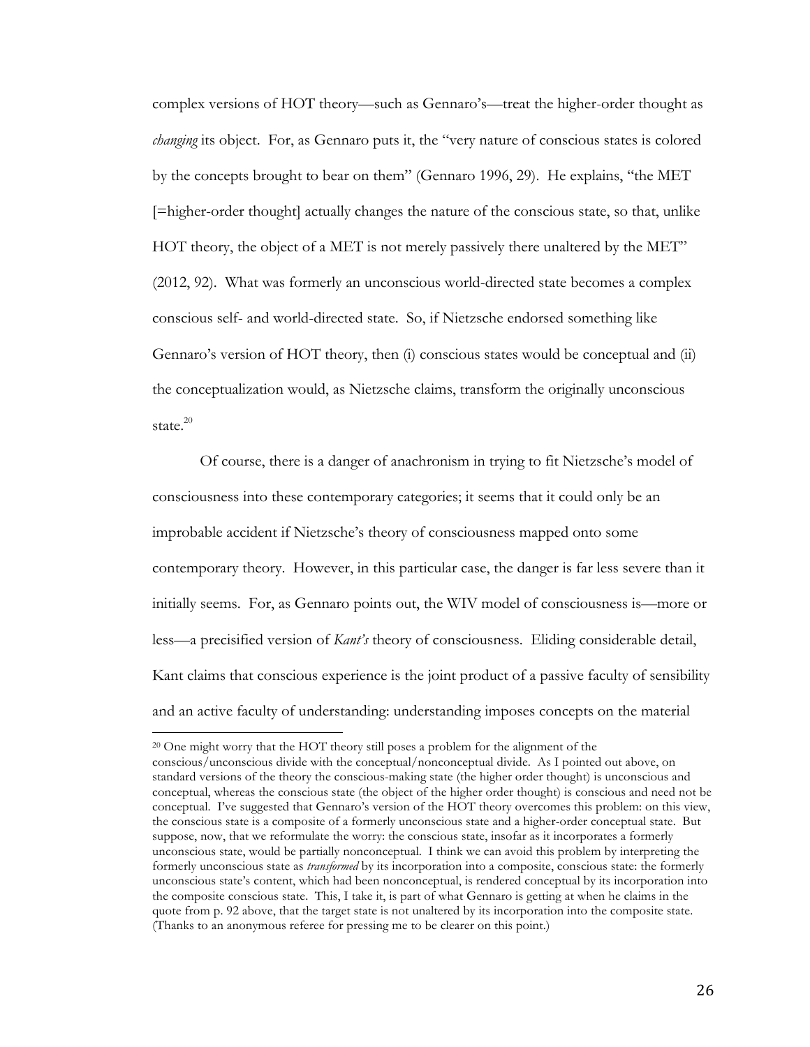complex versions of HOT theory—such as Gennaro's—treat the higher-order thought as *changing* its object. For, as Gennaro puts it, the "very nature of conscious states is colored by the concepts brought to bear on them" (Gennaro 1996, 29). He explains, "the MET [=higher-order thought] actually changes the nature of the conscious state, so that, unlike HOT theory, the object of a MET is not merely passively there unaltered by the MET" (2012, 92). What was formerly an unconscious world-directed state becomes a complex conscious self- and world-directed state. So, if Nietzsche endorsed something like Gennaro's version of HOT theory, then (i) conscious states would be conceptual and (ii) the conceptualization would, as Nietzsche claims, transform the originally unconscious state.[20]

Of course, there is a danger of anachronism in trying to fit Nietzsche's model of consciousness into these contemporary categories; it seems that it could only be an improbable accident if Nietzsche's theory of consciousness mapped onto some contemporary theory. However, in this particular case, the danger is far less severe than it initially seems. For, as Gennaro points out, the WIV model of consciousness is—more or less—a precisified version of *Kant's* theory of consciousness. Eliding considerable detail, Kant claims that conscious experience is the joint product of a passive faculty of sensibility and an active faculty of understanding: understanding imposes concepts on the material

---

[20] One might worry that the HOT theory still poses a problem for the alignment of the conscious/unconscious divide with the conceptual/nonconceptual divide. As I pointed out above, on standard versions of the theory the conscious-making state (the higher order thought) is unconscious and conceptual, whereas the conscious state (the object of the higher order thought) is conscious and need not be conceptual. I've suggested that Gennaro's version of the HOT theory overcomes this problem: on this view, the conscious state is a composite of a formerly unconscious state and a higher-order conceptual state. But suppose, now, that we reformulate the worry: the conscious state, insofar as it incorporates a formerly unconscious state, would be partially nonconceptual. I think we can avoid this problem by interpreting the formerly unconscious state as *transformed* by its incorporation into a composite, conscious state: the formerly unconscious state's content, which had been nonconceptual, is rendered conceptual by its incorporation into the composite conscious state. This, I take it, is part of what Gennaro is getting at when he claims in the quote from p. 92 above, that the target state is not unaltered by its incorporation into the composite state. (Thanks to an anonymous referee for pressing me to be clearer on this point.)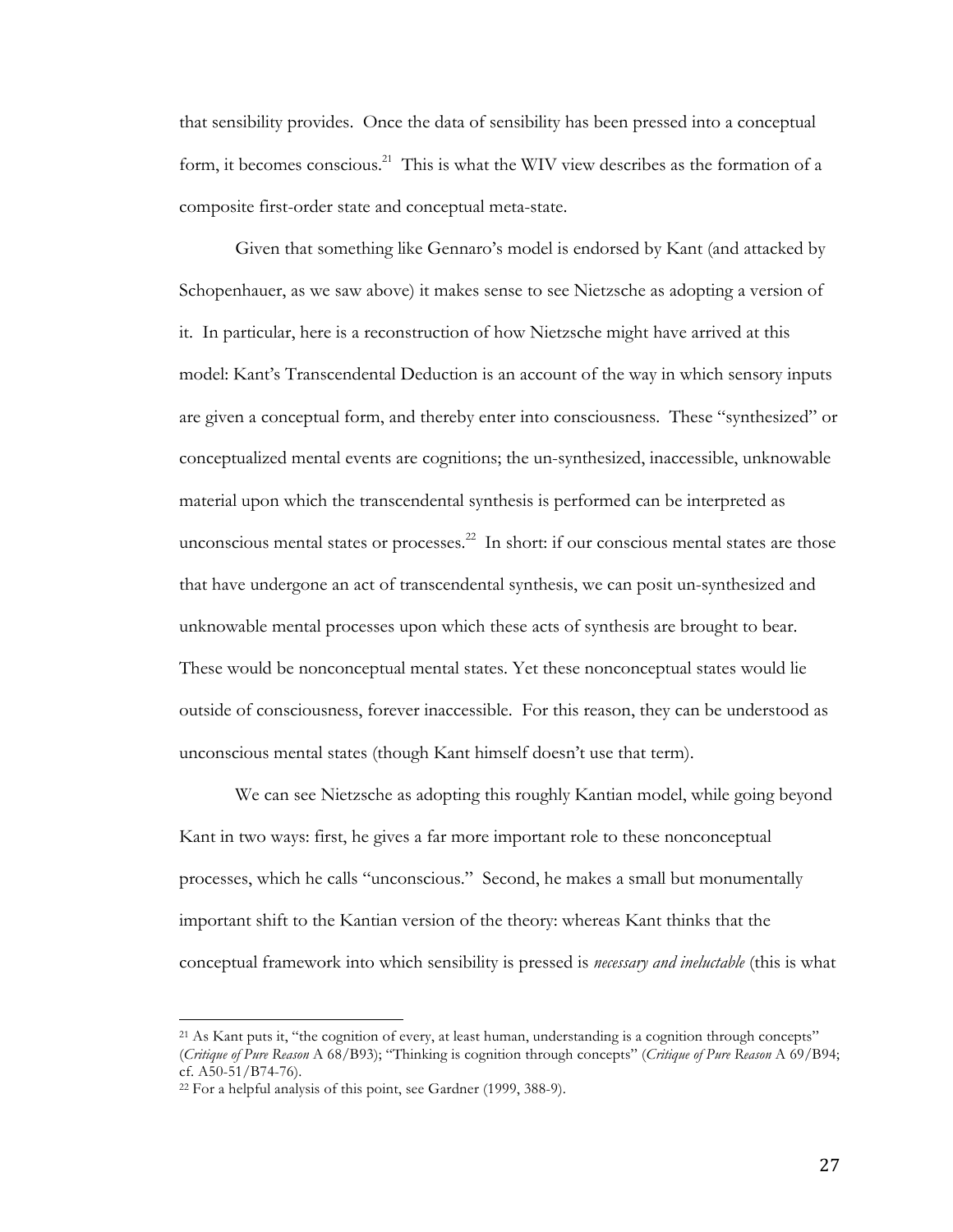that sensibility provides. Once the data of sensibility has been pressed into a conceptual form, it becomes conscious.[21] This is what the WIV view describes as the formation of a composite first-order state and conceptual meta-state.

Given that something like Gennaro's model is endorsed by Kant (and attacked by Schopenhauer, as we saw above) it makes sense to see Nietzsche as adopting a version of it. In particular, here is a reconstruction of how Nietzsche might have arrived at this model: Kant's Transcendental Deduction is an account of the way in which sensory inputs are given a conceptual form, and thereby enter into consciousness. These "synthesized" or conceptualized mental events are cognitions; the un-synthesized, inaccessible, unknowable material upon which the transcendental synthesis is performed can be interpreted as unconscious mental states or processes.[22] In short: if our conscious mental states are those that have undergone an act of transcendental synthesis, we can posit un-synthesized and unknowable mental processes upon which these acts of synthesis are brought to bear. These would be nonconceptual mental states. Yet these nonconceptual states would lie outside of consciousness, forever inaccessible. For this reason, they can be understood as unconscious mental states (though Kant himself doesn't use that term).

We can see Nietzsche as adopting this roughly Kantian model, while going beyond Kant in two ways: first, he gives a far more important role to these nonconceptual processes, which he calls "unconscious." Second, he makes a small but monumentally important shift to the Kantian version of the theory: whereas Kant thinks that the conceptual framework into which sensibility is pressed is *necessary and ineluctable* (this is what

---

[21] As Kant puts it, "the cognition of every, at least human, understanding is a cognition through concepts" (*Critique of Pure Reason* A 68/B93); "Thinking is cognition through concepts" (*Critique of Pure Reason* A 69/B94; cf. A50-51/B74-76).

[22] For a helpful analysis of this point, see Gardner (1999, 388-9).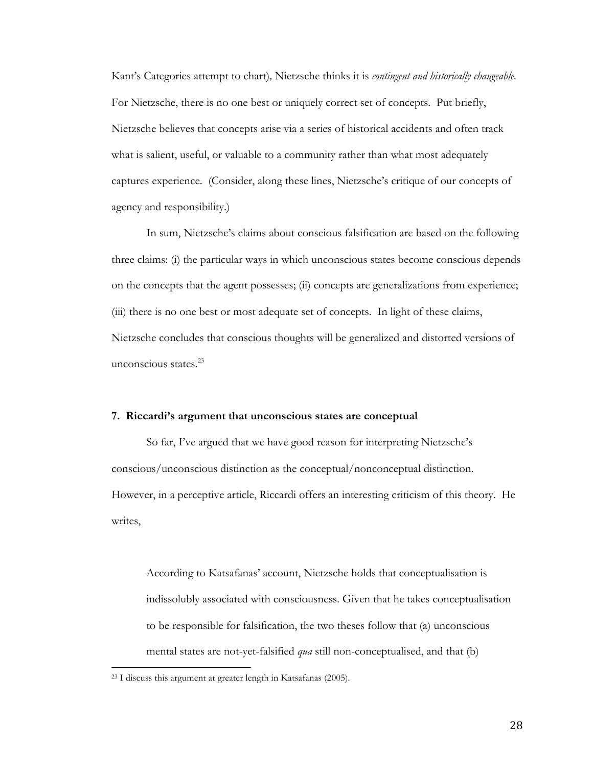Kant's Categories attempt to chart), Nietzsche thinks it is *contingent and historically changeable*. For Nietzsche, there is no one best or uniquely correct set of concepts. Put briefly, Nietzsche believes that concepts arise via a series of historical accidents and often track what is salient, useful, or valuable to a community rather than what most adequately captures experience. (Consider, along these lines, Nietzsche's critique of our concepts of agency and responsibility.)

In sum, Nietzsche's claims about conscious falsification are based on the following three claims: (i) the particular ways in which unconscious states become conscious depends on the concepts that the agent possesses; (ii) concepts are generalizations from experience; (iii) there is no one best or most adequate set of concepts. In light of these claims, Nietzsche concludes that conscious thoughts will be generalized and distorted versions of unconscious states.[23]

**7. Riccardi's argument that unconscious states are conceptual**

So far, I've argued that we have good reason for interpreting Nietzsche's conscious/unconscious distinction as the conceptual/nonconceptual distinction. However, in a perceptive article, Riccardi offers an interesting criticism of this theory. He writes,

> According to Katsafanas' account, Nietzsche holds that conceptualisation is indissolubly associated with consciousness. Given that he takes conceptualisation to be responsible for falsification, the two theses follow that (a) unconscious mental states are not-yet-falsified *qua* still non-conceptualised, and that (b)

[23] I discuss this argument at greater length in Katsafanas (2005).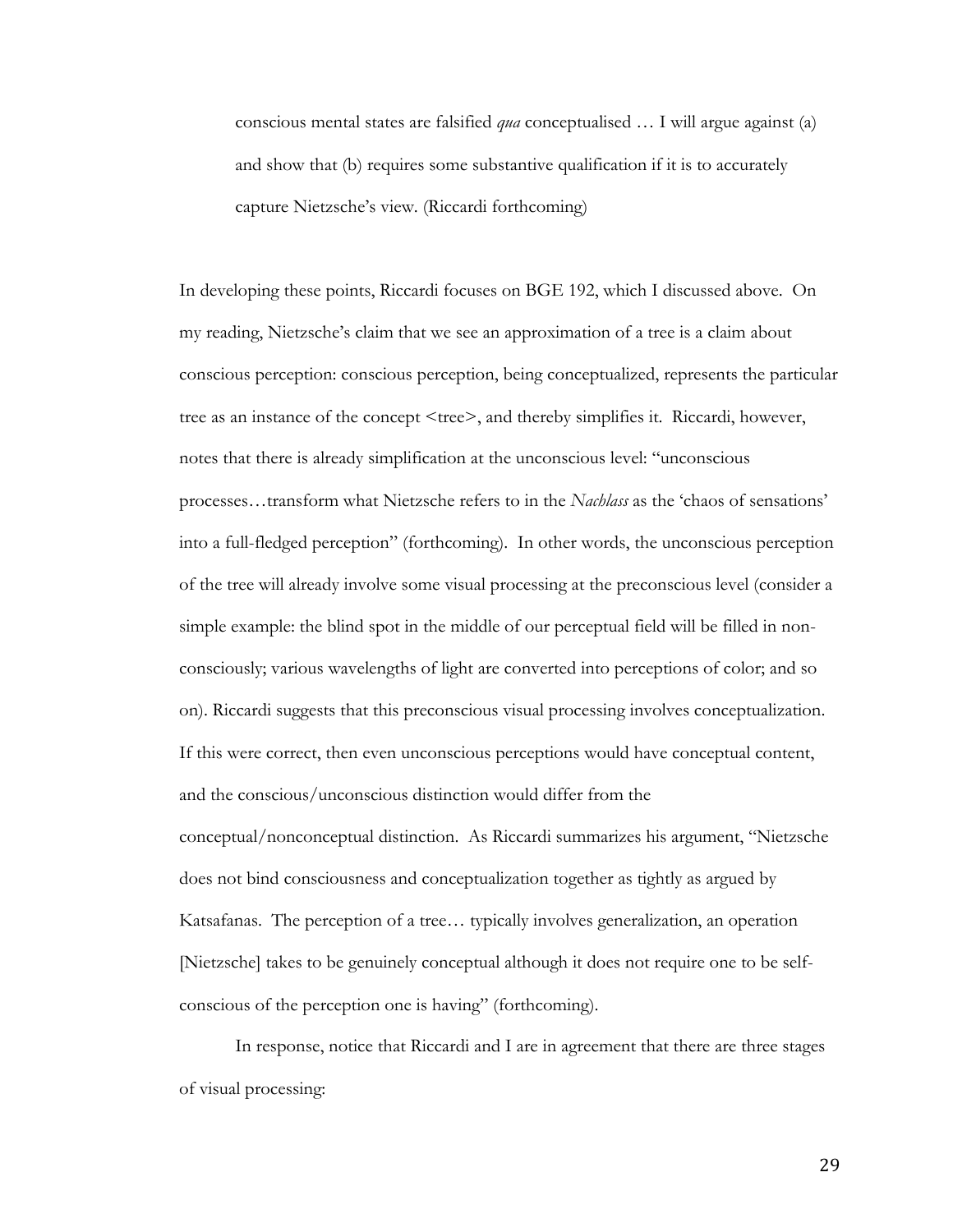> conscious mental states are falsified *qua* conceptualised … I will argue against (a) and show that (b) requires some substantive qualification if it is to accurately capture Nietzsche's view. (Riccardi forthcoming)

In developing these points, Riccardi focuses on BGE 192, which I discussed above. On my reading, Nietzsche's claim that we see an approximation of a tree is a claim about conscious perception: conscious perception, being conceptualized, represents the particular tree as an instance of the concept <tree>, and thereby simplifies it. Riccardi, however, notes that there is already simplification at the unconscious level: "unconscious processes…transform what Nietzsche refers to in the *Nachlass* as the 'chaos of sensations' into a full-fledged perception" (forthcoming). In other words, the unconscious perception of the tree will already involve some visual processing at the preconscious level (consider a simple example: the blind spot in the middle of our perceptual field will be filled in non-consciously; various wavelengths of light are converted into perceptions of color; and so on). Riccardi suggests that this preconscious visual processing involves conceptualization. If this were correct, then even unconscious perceptions would have conceptual content, and the conscious/unconscious distinction would differ from the conceptual/nonconceptual distinction. As Riccardi summarizes his argument, "Nietzsche does not bind consciousness and conceptualization together as tightly as argued by Katsafanas. The perception of a tree… typically involves generalization, an operation [Nietzsche] takes to be genuinely conceptual although it does not require one to be self-conscious of the perception one is having" (forthcoming).

In response, notice that Riccardi and I are in agreement that there are three stages of visual processing: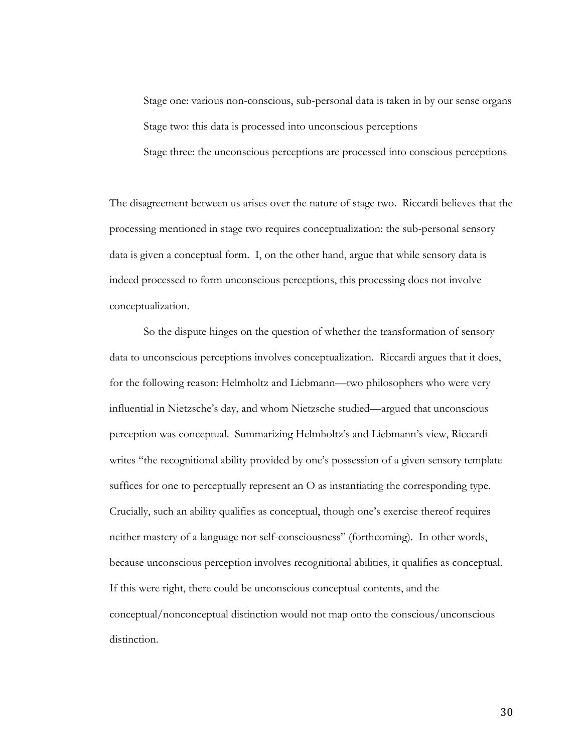Stage one: various non-conscious, sub-personal data is taken in by our sense organs

Stage two: this data is processed into unconscious perceptions

Stage three: the unconscious perceptions are processed into conscious perceptions

The disagreement between us arises over the nature of stage two. Riccardi believes that the processing mentioned in stage two requires conceptualization: the sub-personal sensory data is given a conceptual form. I, on the other hand, argue that while sensory data is indeed processed to form unconscious perceptions, this processing does not involve conceptualization.

So the dispute hinges on the question of whether the transformation of sensory data to unconscious perceptions involves conceptualization. Riccardi argues that it does, for the following reason: Helmholtz and Liebmann—two philosophers who were very influential in Nietzsche's day, and whom Nietzsche studied—argued that unconscious perception was conceptual. Summarizing Helmholtz's and Liebmann's view, Riccardi writes "the recognitional ability provided by one's possession of a given sensory template suffices for one to perceptually represent an O as instantiating the corresponding type. Crucially, such an ability qualifies as conceptual, though one's exercise thereof requires neither mastery of a language nor self-consciousness" (forthcoming). In other words, because unconscious perception involves recognitional abilities, it qualifies as conceptual. If this were right, there could be unconscious conceptual contents, and the conceptual/nonconceptual distinction would not map onto the conscious/unconscious distinction.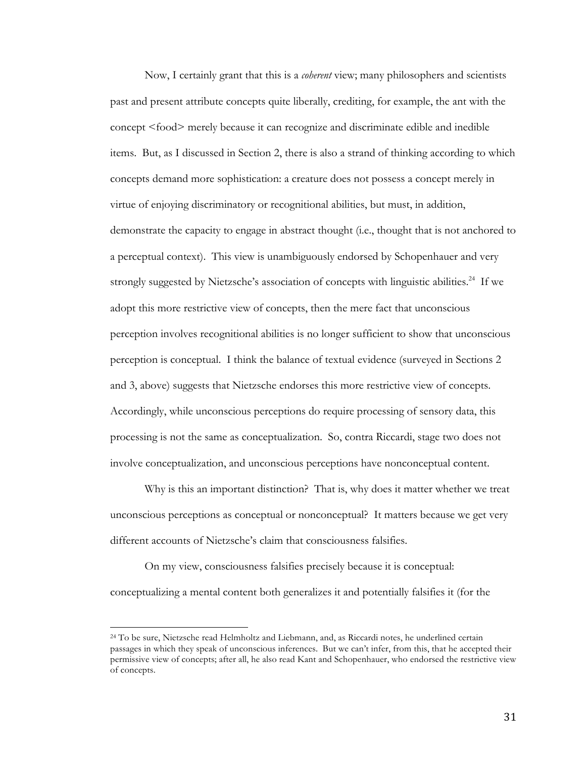Now, I certainly grant that this is a *coherent* view; many philosophers and scientists past and present attribute concepts quite liberally, crediting, for example, the ant with the concept <food> merely because it can recognize and discriminate edible and inedible items. But, as I discussed in Section 2, there is also a strand of thinking according to which concepts demand more sophistication: a creature does not possess a concept merely in virtue of enjoying discriminatory or recognitional abilities, but must, in addition, demonstrate the capacity to engage in abstract thought (i.e., thought that is not anchored to a perceptual context). This view is unambiguously endorsed by Schopenhauer and very strongly suggested by Nietzsche's association of concepts with linguistic abilities.[24] If we adopt this more restrictive view of concepts, then the mere fact that unconscious perception involves recognitional abilities is no longer sufficient to show that unconscious perception is conceptual. I think the balance of textual evidence (surveyed in Sections 2 and 3, above) suggests that Nietzsche endorses this more restrictive view of concepts. Accordingly, while unconscious perceptions do require processing of sensory data, this processing is not the same as conceptualization. So, contra Riccardi, stage two does not involve conceptualization, and unconscious perceptions have nonconceptual content.

Why is this an important distinction? That is, why does it matter whether we treat unconscious perceptions as conceptual or nonconceptual? It matters because we get very different accounts of Nietzsche's claim that consciousness falsifies.

On my view, consciousness falsifies precisely because it is conceptual: conceptualizing a mental content both generalizes it and potentially falsifies it (for the

[24] To be sure, Nietzsche read Helmholtz and Liebmann, and, as Riccardi notes, he underlined certain passages in which they speak of unconscious inferences. But we can't infer, from this, that he accepted their permissive view of concepts; after all, he also read Kant and Schopenhauer, who endorsed the restrictive view of concepts.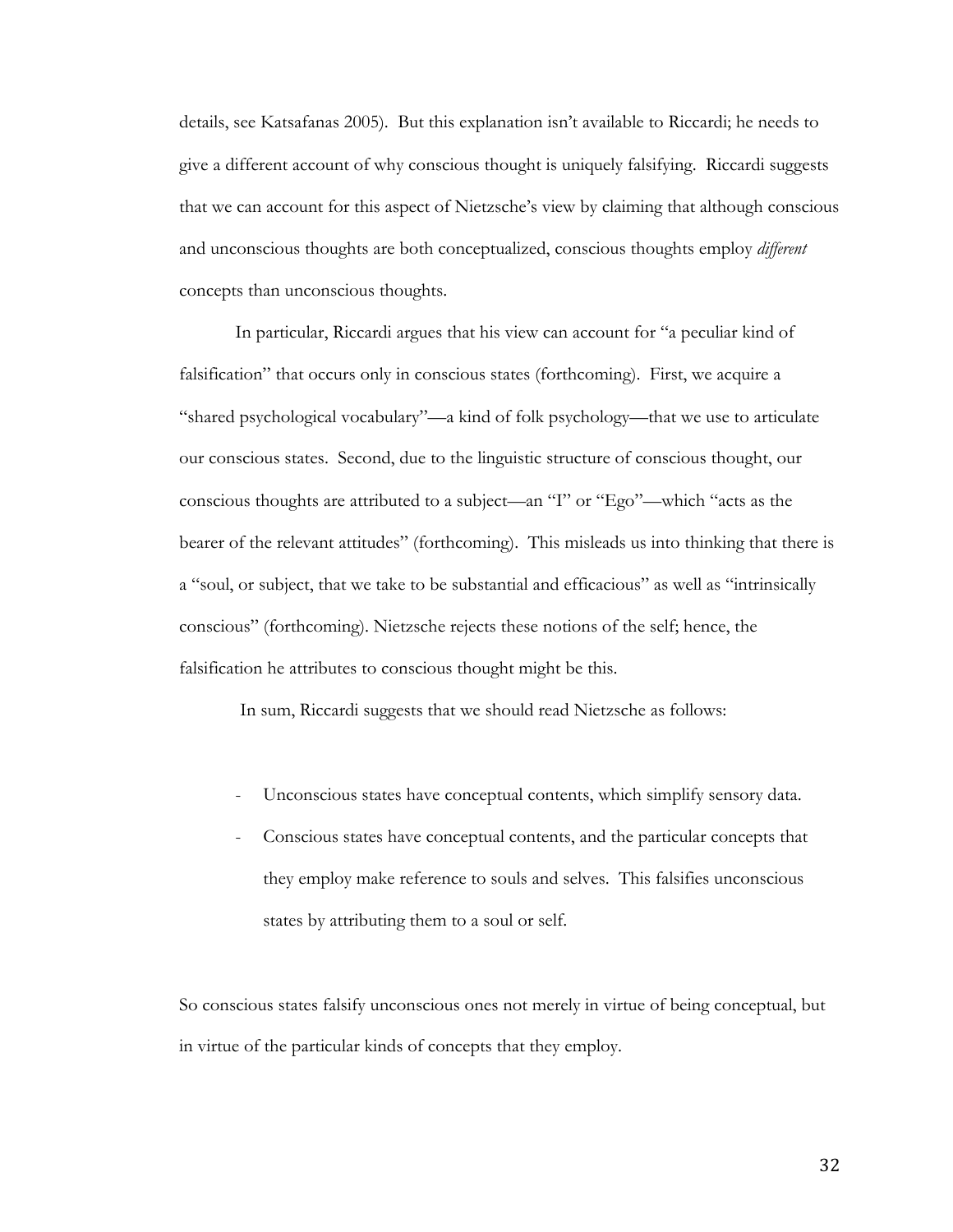details, see Katsafanas 2005). But this explanation isn't available to Riccardi; he needs to give a different account of why conscious thought is uniquely falsifying. Riccardi suggests that we can account for this aspect of Nietzsche's view by claiming that although conscious and unconscious thoughts are both conceptualized, conscious thoughts employ *different* concepts than unconscious thoughts.

In particular, Riccardi argues that his view can account for "a peculiar kind of falsification" that occurs only in conscious states (forthcoming). First, we acquire a "shared psychological vocabulary"—a kind of folk psychology—that we use to articulate our conscious states. Second, due to the linguistic structure of conscious thought, our conscious thoughts are attributed to a subject—an "I" or "Ego"—which "acts as the bearer of the relevant attitudes" (forthcoming). This misleads us into thinking that there is a "soul, or subject, that we take to be substantial and efficacious" as well as "intrinsically conscious" (forthcoming). Nietzsche rejects these notions of the self; hence, the falsification he attributes to conscious thought might be this.

In sum, Riccardi suggests that we should read Nietzsche as follows:

- Unconscious states have conceptual contents, which simplify sensory data.
- Conscious states have conceptual contents, and the particular concepts that they employ make reference to souls and selves. This falsifies unconscious states by attributing them to a soul or self.

So conscious states falsify unconscious ones not merely in virtue of being conceptual, but in virtue of the particular kinds of concepts that they employ.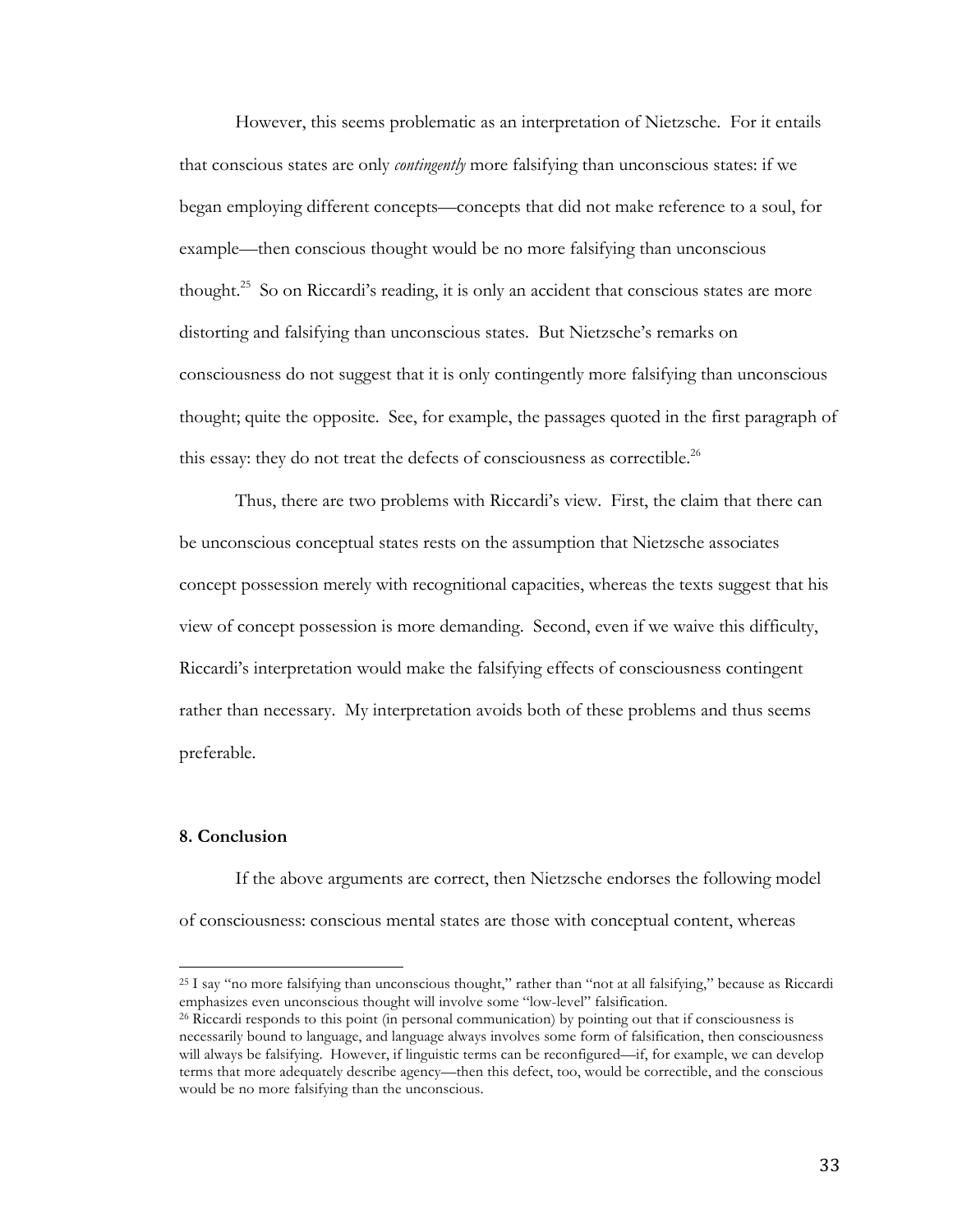However, this seems problematic as an interpretation of Nietzsche. For it entails that conscious states are only *contingently* more falsifying than unconscious states: if we began employing different concepts—concepts that did not make reference to a soul, for example—then conscious thought would be no more falsifying than unconscious thought.[25] So on Riccardi's reading, it is only an accident that conscious states are more distorting and falsifying than unconscious states. But Nietzsche's remarks on consciousness do not suggest that it is only contingently more falsifying than unconscious thought; quite the opposite. See, for example, the passages quoted in the first paragraph of this essay: they do not treat the defects of consciousness as correctible.[26]

Thus, there are two problems with Riccardi's view. First, the claim that there can be unconscious conceptual states rests on the assumption that Nietzsche associates concept possession merely with recognitional capacities, whereas the texts suggest that his view of concept possession is more demanding. Second, even if we waive this difficulty, Riccardi's interpretation would make the falsifying effects of consciousness contingent rather than necessary. My interpretation avoids both of these problems and thus seems preferable.

### 8. Conclusion

If the above arguments are correct, then Nietzsche endorses the following model of consciousness: conscious mental states are those with conceptual content, whereas

---

[25] I say "no more falsifying than unconscious thought," rather than "not at all falsifying," because as Riccardi emphasizes even unconscious thought will involve some "low-level" falsification.

[26] Riccardi responds to this point (in personal communication) by pointing out that if consciousness is necessarily bound to language, and language always involves some form of falsification, then consciousness will always be falsifying. However, if linguistic terms can be reconfigured—if, for example, we can develop terms that more adequately describe agency—then this defect, too, would be correctible, and the conscious would be no more falsifying than the unconscious.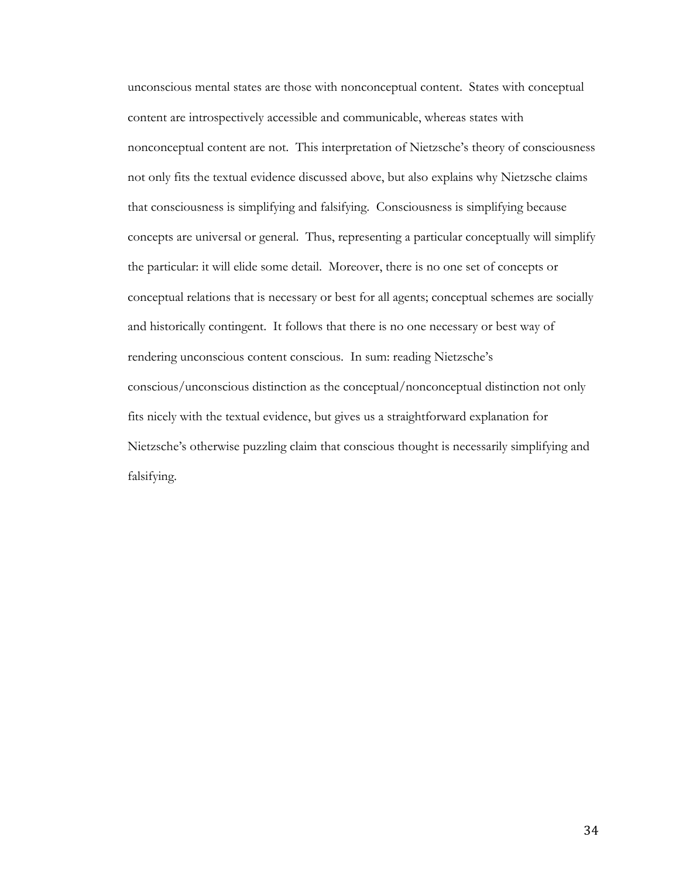unconscious mental states are those with nonconceptual content. States with conceptual content are introspectively accessible and communicable, whereas states with nonconceptual content are not. This interpretation of Nietzsche's theory of consciousness not only fits the textual evidence discussed above, but also explains why Nietzsche claims that consciousness is simplifying and falsifying. Consciousness is simplifying because concepts are universal or general. Thus, representing a particular conceptually will simplify the particular: it will elide some detail. Moreover, there is no one set of concepts or conceptual relations that is necessary or best for all agents; conceptual schemes are socially and historically contingent. It follows that there is no one necessary or best way of rendering unconscious content conscious. In sum: reading Nietzsche's conscious/unconscious distinction as the conceptual/nonconceptual distinction not only fits nicely with the textual evidence, but gives us a straightforward explanation for Nietzsche's otherwise puzzling claim that conscious thought is necessarily simplifying and falsifying.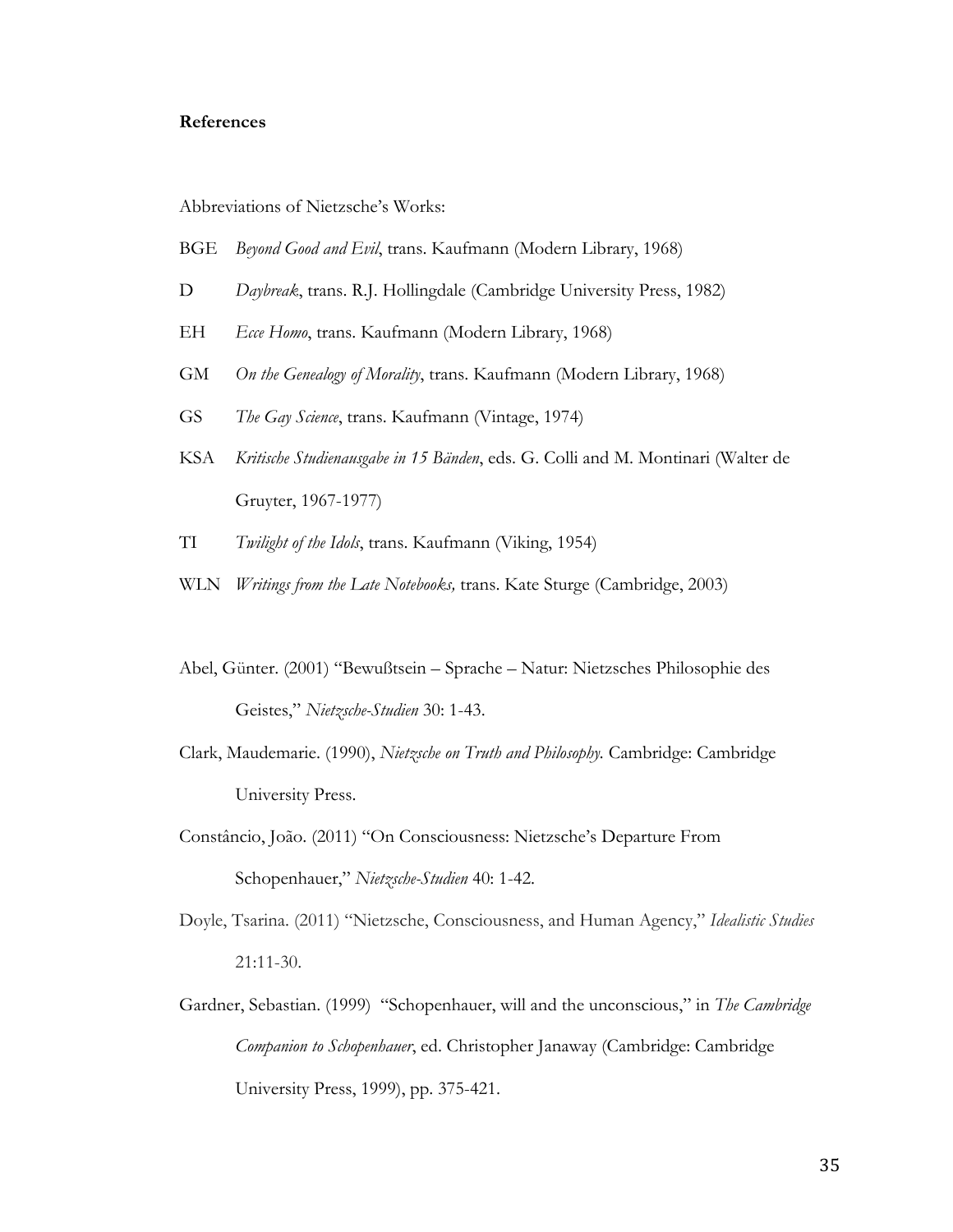**References**

Abbreviations of Nietzsche's Works:

BGE *Beyond Good and Evil*, trans. Kaufmann (Modern Library, 1968)

D *Daybreak*, trans. R.J. Hollingdale (Cambridge University Press, 1982)

EH *Ecce Homo*, trans. Kaufmann (Modern Library, 1968)

GM *On the Genealogy of Morality*, trans. Kaufmann (Modern Library, 1968)

GS *The Gay Science*, trans. Kaufmann (Vintage, 1974)

KSA *Kritische Studienausgabe in 15 Bänden*, eds. G. Colli and M. Montinari (Walter de Gruyter, 1967-1977)

TI *Twilight of the Idols*, trans. Kaufmann (Viking, 1954)

WLN *Writings from the Late Notebooks,* trans. Kate Sturge (Cambridge, 2003)

Abel, Günter. (2001) "Bewußtsein – Sprache – Natur: Nietzsches Philosophie des Geistes," *Nietzsche-Studien* 30: 1-43.

Clark, Maudemarie. (1990), *Nietzsche on Truth and Philosophy.* Cambridge: Cambridge University Press.

Constâncio, João. (2011) "On Consciousness: Nietzsche's Departure From Schopenhauer," *Nietzsche-Studien* 40: 1-42.

Doyle, Tsarina. (2011) "Nietzsche, Consciousness, and Human Agency," *Idealistic Studies* 21:11-30.

Gardner, Sebastian. (1999) "Schopenhauer, will and the unconscious," in *The Cambridge Companion to Schopenhauer*, ed. Christopher Janaway (Cambridge: Cambridge University Press, 1999), pp. 375-421.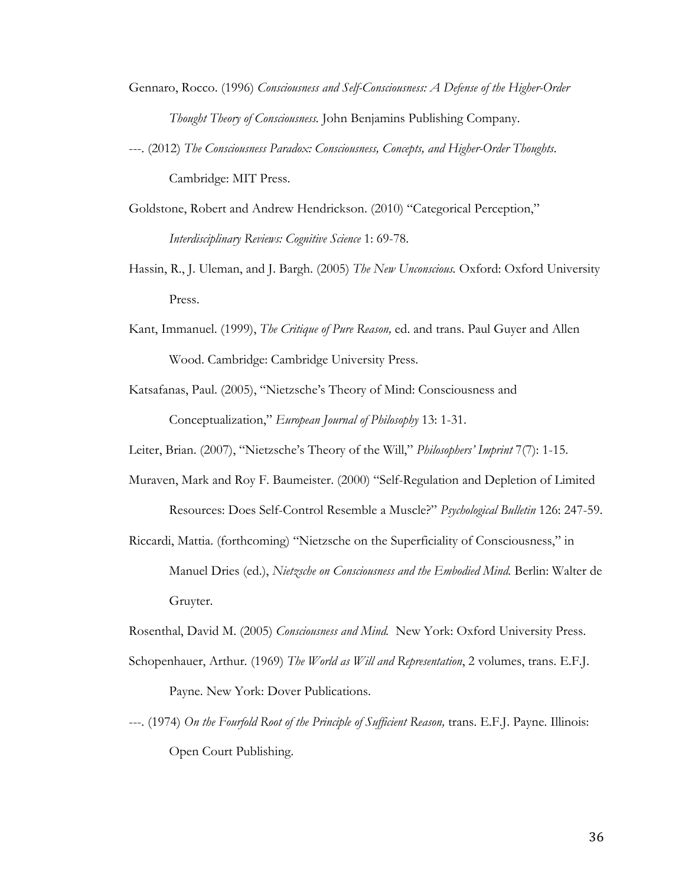Gennaro, Rocco. (1996) *Consciousness and Self-Consciousness: A Defense of the Higher-Order Thought Theory of Consciousness.* John Benjamins Publishing Company.

---. (2012) *The Consciousness Paradox: Consciousness, Concepts, and Higher-Order Thoughts*. Cambridge: MIT Press.

Goldstone, Robert and Andrew Hendrickson. (2010) "Categorical Perception," *Interdisciplinary Reviews: Cognitive Science* 1: 69-78.

Hassin, R., J. Uleman, and J. Bargh. (2005) *The New Unconscious.* Oxford: Oxford University Press.

Kant, Immanuel. (1999), *The Critique of Pure Reason,* ed. and trans. Paul Guyer and Allen Wood. Cambridge: Cambridge University Press.

Katsafanas, Paul. (2005), "Nietzsche's Theory of Mind: Consciousness and Conceptualization," *European Journal of Philosophy* 13: 1-31.

Leiter, Brian. (2007), "Nietzsche's Theory of the Will," *Philosophers' Imprint* 7(7): 1-15.

Muraven, Mark and Roy F. Baumeister. (2000) "Self-Regulation and Depletion of Limited Resources: Does Self-Control Resemble a Muscle?" *Psychological Bulletin* 126: 247-59.

Riccardi, Mattia. (forthcoming) "Nietzsche on the Superficiality of Consciousness," in Manuel Dries (ed.), *Nietzsche on Consciousness and the Embodied Mind.* Berlin: Walter de Gruyter.

Rosenthal, David M. (2005) *Consciousness and Mind.* New York: Oxford University Press.

Schopenhauer, Arthur. (1969) *The World as Will and Representation*, 2 volumes, trans. E.F.J. Payne. New York: Dover Publications.

---. (1974) *On the Fourfold Root of the Principle of Sufficient Reason,* trans. E.F.J. Payne. Illinois: Open Court Publishing.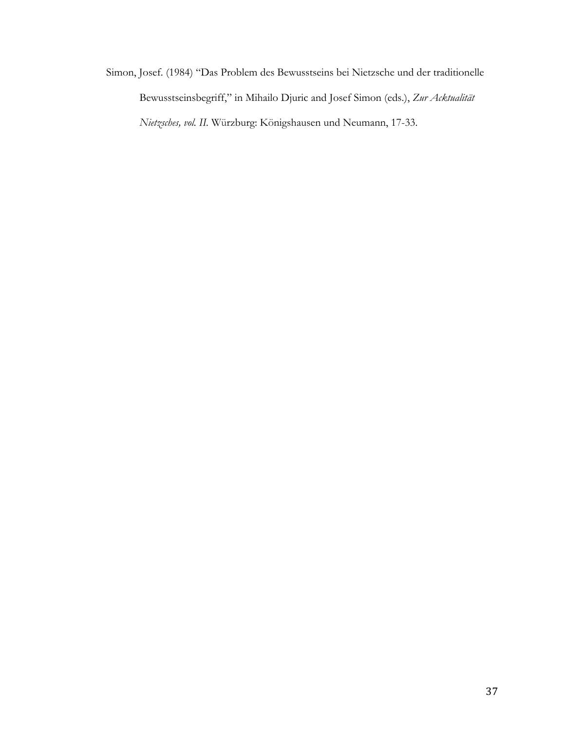Simon, Josef. (1984) "Das Problem des Bewusstseins bei Nietzsche und der traditionelle Bewusstseinsbegriff," in Mihailo Djuric and Josef Simon (eds.), *Zur Acktualität Nietzsches, vol. II*. Würzburg: Königshausen und Neumann, 17-33.